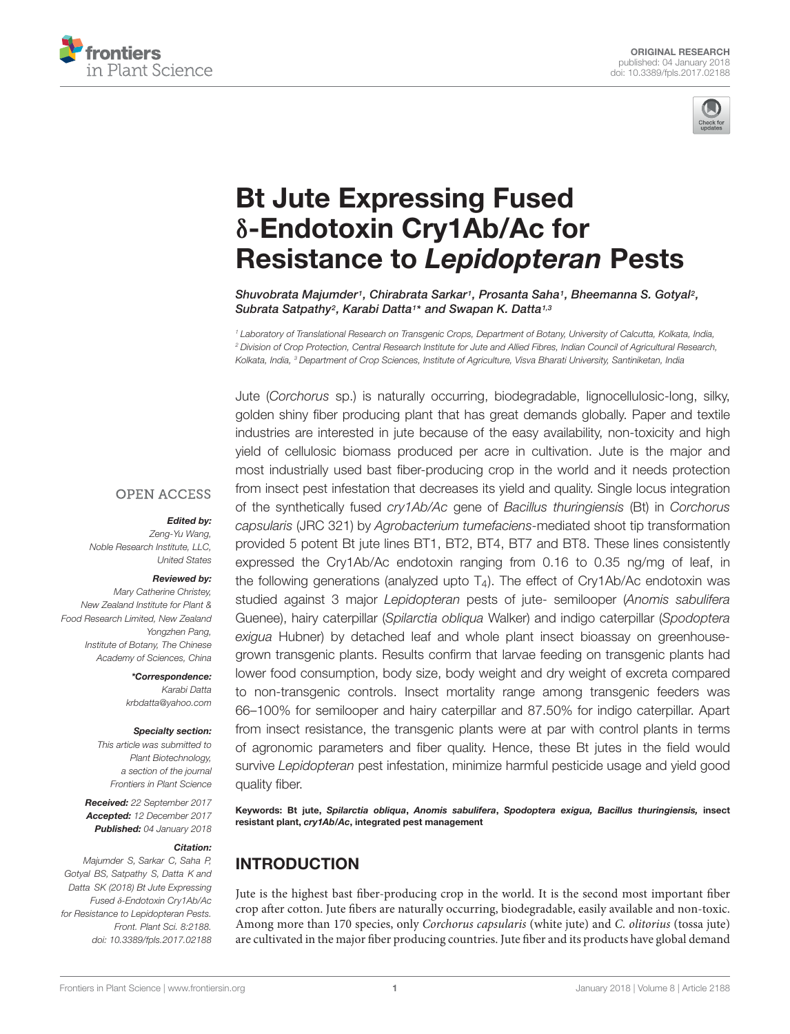ORIGINAL RESEARCH
published: 04 January 2018
doi: 10.3389/fpls.2017.02188

# Bt Jute Expressing Fused δ-Endotoxin Cry1Ab/Ac for Resistance to *Lepidopteran* Pests

*Shuvobrata Majumder[1], Chirabrata Sarkar[1], Prosanta Saha[1], Bheemanna S. Gotyal[2], Subrata Satpathy[2], Karabi Datta[1]\* and Swapan K. Datta[1,3]*

[1] Laboratory of Translational Research on Transgenic Crops, Department of Botany, University of Calcutta, Kolkata, India, [2] Division of Crop Protection, Central Research Institute for Jute and Allied Fibres, Indian Council of Agricultural Research, Kolkata, India, [3] Department of Crop Sciences, Institute of Agriculture, Visva Bharati University, Santiniketan, India

OPEN ACCESS

***Edited by:***
Zeng-Yu Wang, Noble Research Institute, LLC, United States

***Reviewed by:***
Mary Catherine Christey, New Zealand Institute for Plant & Food Research Limited, New Zealand
Yongzhen Pang, Institute of Botany, The Chinese Academy of Sciences, China

***\*Correspondence:***
Karabi Datta
krbdatta@yahoo.com

***Specialty section:***
This article was submitted to Plant Biotechnology, a section of the journal Frontiers in Plant Science

***Received:*** 22 September 2017
***Accepted:*** 12 December 2017
***Published:*** 04 January 2018

***Citation:***
Majumder S, Sarkar C, Saha P, Gotyal BS, Satpathy S, Datta K and Datta SK (2018) Bt Jute Expressing Fused δ-Endotoxin Cry1Ab/Ac for Resistance to Lepidopteran Pests. Front. Plant Sci. 8:2188. doi: 10.3389/fpls.2017.02188

Jute (*Corchorus* sp.) is naturally occurring, biodegradable, lignocellulosic-long, silky, golden shiny fiber producing plant that has great demands globally. Paper and textile industries are interested in jute because of the easy availability, non-toxicity and high yield of cellulosic biomass produced per acre in cultivation. Jute is the major and most industrially used bast fiber-producing crop in the world and it needs protection from insect pest infestation that decreases its yield and quality. Single locus integration of the synthetically fused *cry1Ab/Ac* gene of *Bacillus thuringiensis* (Bt) in *Corchorus capsularis* (JRC 321) by *Agrobacterium tumefaciens*-mediated shoot tip transformation provided 5 potent Bt jute lines BT1, BT2, BT4, BT7 and BT8. These lines consistently expressed the Cry1Ab/Ac endotoxin ranging from 0.16 to 0.35 ng/mg of leaf, in the following generations (analyzed upto $T_4$). The effect of Cry1Ab/Ac endotoxin was studied against 3 major *Lepidopteran* pests of jute- semilooper (*Anomis sabulifera* Guenee), hairy caterpillar (*Spilarctia obliqua* Walker) and indigo caterpillar (*Spodoptera exigua* Hubner) by detached leaf and whole plant insect bioassay on greenhouse-grown transgenic plants. Results confirm that larvae feeding on transgenic plants had lower food consumption, body size, body weight and dry weight of excreta compared to non-transgenic controls. Insect mortality range among transgenic feeders was 66–100% for semilooper and hairy caterpillar and 87.50% for indigo caterpillar. Apart from insect resistance, the transgenic plants were at par with control plants in terms of agronomic parameters and fiber quality. Hence, these Bt jutes in the field would survive *Lepidopteran* pest infestation, minimize harmful pesticide usage and yield good quality fiber.

**Keywords: Bt jute, *Spilarctia obliqua*, *Anomis sabulifera*, *Spodoptera exigua*, *Bacillus thuringiensis,* insect resistant plant, *cry1Ab/Ac*, integrated pest management**

## INTRODUCTION

Jute is the highest bast fiber-producing crop in the world. It is the second most important fiber crop after cotton. Jute fibers are naturally occurring, biodegradable, easily available and non-toxic. Among more than 170 species, only *Corchorus capsularis* (white jute) and *C. olitorius* (tossa jute) are cultivated in the major fiber producing countries. Jute fiber and its products have global demand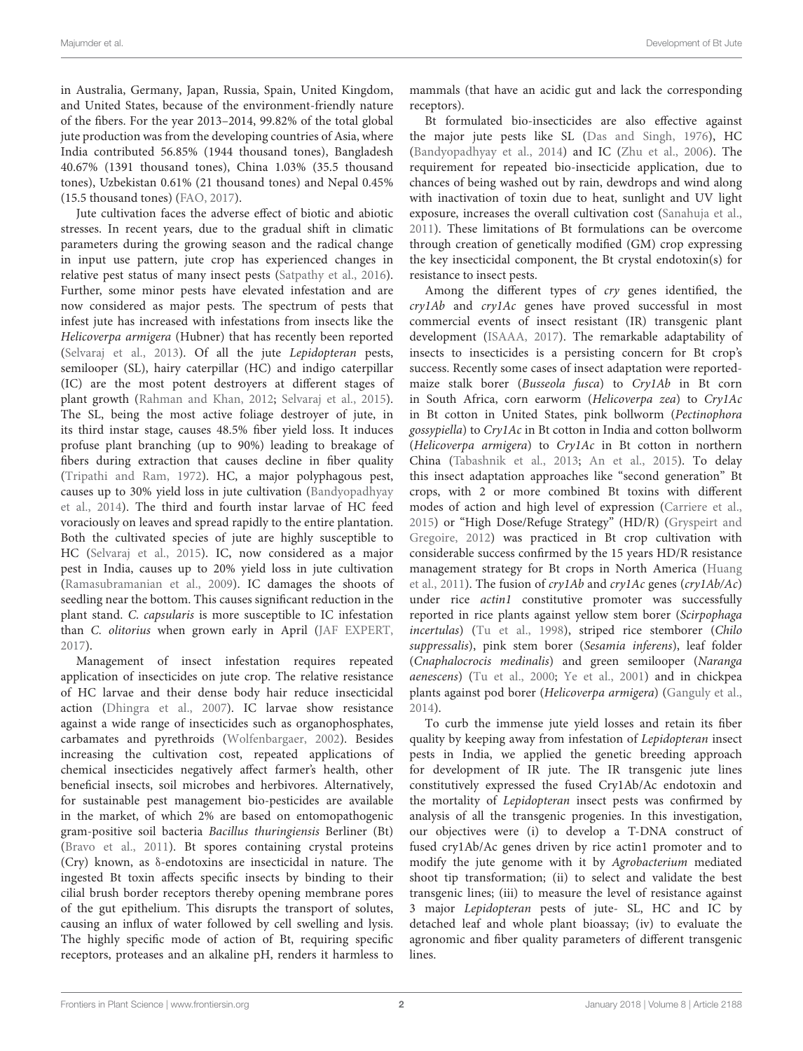in Australia, Germany, Japan, Russia, Spain, United Kingdom, and United States, because of the environment-friendly nature of the fibers. For the year 2013–2014, 99.82% of the total global jute production was from the developing countries of Asia, where India contributed 56.85% (1944 thousand tones), Bangladesh 40.67% (1391 thousand tones), China 1.03% (35.5 thousand tones), Uzbekistan 0.61% (21 thousand tones) and Nepal 0.45% (15.5 thousand tones) (FAO, 2017).

Jute cultivation faces the adverse effect of biotic and abiotic stresses. In recent years, due to the gradual shift in climatic parameters during the growing season and the radical change in input use pattern, jute crop has experienced changes in relative pest status of many insect pests (Satpathy et al., 2016). Further, some minor pests have elevated infestation and are now considered as major pests. The spectrum of pests that infest jute has increased with infestations from insects like the *Helicoverpa armigera* (Hubner) that has recently been reported (Selvaraj et al., 2013). Of all the jute *Lepidopteran* pests, semilooper (SL), hairy caterpillar (HC) and indigo caterpillar (IC) are the most potent destroyers at different stages of plant growth (Rahman and Khan, 2012; Selvaraj et al., 2015). The SL, being the most active foliage destroyer of jute, in its third instar stage, causes 48.5% fiber yield loss. It induces profuse plant branching (up to 90%) leading to breakage of fibers during extraction that causes decline in fiber quality (Tripathi and Ram, 1972). HC, a major polyphagous pest, causes up to 30% yield loss in jute cultivation (Bandyopadhyay et al., 2014). The third and fourth instar larvae of HC feed voraciously on leaves and spread rapidly to the entire plantation. Both the cultivated species of jute are highly susceptible to HC (Selvaraj et al., 2015). IC, now considered as a major pest in India, causes up to 20% yield loss in jute cultivation (Ramasubramanian et al., 2009). IC damages the shoots of seedling near the bottom. This causes significant reduction in the plant stand. *C. capsularis* is more susceptible to IC infestation than *C. olitorius* when grown early in April (JAF EXPERT, 2017).

Management of insect infestation requires repeated application of insecticides on jute crop. The relative resistance of HC larvae and their dense body hair reduce insecticidal action (Dhingra et al., 2007). IC larvae show resistance against a wide range of insecticides such as organophosphates, carbamates and pyrethroids (Wolfenbargaer, 2002). Besides increasing the cultivation cost, repeated applications of chemical insecticides negatively affect farmer's health, other beneficial insects, soil microbes and herbivores. Alternatively, for sustainable pest management bio-pesticides are available in the market, of which 2% are based on entomopathogenic gram-positive soil bacteria *Bacillus thuringiensis* Berliner (Bt) (Bravo et al., 2011). Bt spores containing crystal proteins (Cry) known, as δ-endotoxins are insecticidal in nature. The ingested Bt toxin affects specific insects by binding to their cilial brush border receptors thereby opening membrane pores of the gut epithelium. This disrupts the transport of solutes, causing an influx of water followed by cell swelling and lysis. The highly specific mode of action of Bt, requiring specific receptors, proteases and an alkaline pH, renders it harmless to mammals (that have an acidic gut and lack the corresponding receptors).

Bt formulated bio-insecticides are also effective against the major jute pests like SL (Das and Singh, 1976), HC (Bandyopadhyay et al., 2014) and IC (Zhu et al., 2006). The requirement for repeated bio-insecticide application, due to chances of being washed out by rain, dewdrops and wind along with inactivation of toxin due to heat, sunlight and UV light exposure, increases the overall cultivation cost (Sanahuja et al., 2011). These limitations of Bt formulations can be overcome through creation of genetically modified (GM) crop expressing the key insecticidal component, the Bt crystal endotoxin(s) for resistance to insect pests.

Among the different types of *cry* genes identified, the *cry1Ab* and *cry1Ac* genes have proved successful in most commercial events of insect resistant (IR) transgenic plant development (ISAAA, 2017). The remarkable adaptability of insects to insecticides is a persisting concern for Bt crop's success. Recently some cases of insect adaptation were reported-maize stalk borer (*Busseola fusca*) to *Cry1Ab* in Bt corn in South Africa, corn earworm (*Helicoverpa zea*) to *Cry1Ac* in Bt cotton in United States, pink bollworm (*Pectinophora gossypiella*) to *Cry1Ac* in Bt cotton in India and cotton bollworm (*Helicoverpa armigera*) to *Cry1Ac* in Bt cotton in northern China (Tabashnik et al., 2013; An et al., 2015). To delay this insect adaptation approaches like "second generation" Bt crops, with 2 or more combined Bt toxins with different modes of action and high level of expression (Carriere et al., 2015) or "High Dose/Refuge Strategy" (HD/R) (Gryspeirt and Gregoire, 2012) was practiced in Bt crop cultivation with considerable success confirmed by the 15 years HD/R resistance management strategy for Bt crops in North America (Huang et al., 2011). The fusion of *cry1Ab* and *cry1Ac* genes (*cry1Ab/Ac*) under rice *actin1* constitutive promoter was successfully reported in rice plants against yellow stem borer (*Scirpophaga incertulas*) (Tu et al., 1998), striped rice stemborer (*Chilo suppressalis*), pink stem borer (*Sesamia inferens*), leaf folder (*Cnaphalocrocis medinalis*) and green semilooper (*Naranga aenescens*) (Tu et al., 2000; Ye et al., 2001) and in chickpea plants against pod borer (*Helicoverpa armigera*) (Ganguly et al., 2014).

To curb the immense jute yield losses and retain its fiber quality by keeping away from infestation of *Lepidopteran* insect pests in India, we applied the genetic breeding approach for development of IR jute. The IR transgenic jute lines constitutively expressed the fused Cry1Ab/Ac endotoxin and the mortality of *Lepidopteran* insect pests was confirmed by analysis of all the transgenic progenies. In this investigation, our objectives were (i) to develop a T-DNA construct of fused cry1Ab/Ac genes driven by rice actin1 promoter and to modify the jute genome with it by *Agrobacterium* mediated shoot tip transformation; (ii) to select and validate the best transgenic lines; (iii) to measure the level of resistance against 3 major *Lepidopteran* pests of jute- SL, HC and IC by detached leaf and whole plant bioassay; (iv) to evaluate the agronomic and fiber quality parameters of different transgenic lines.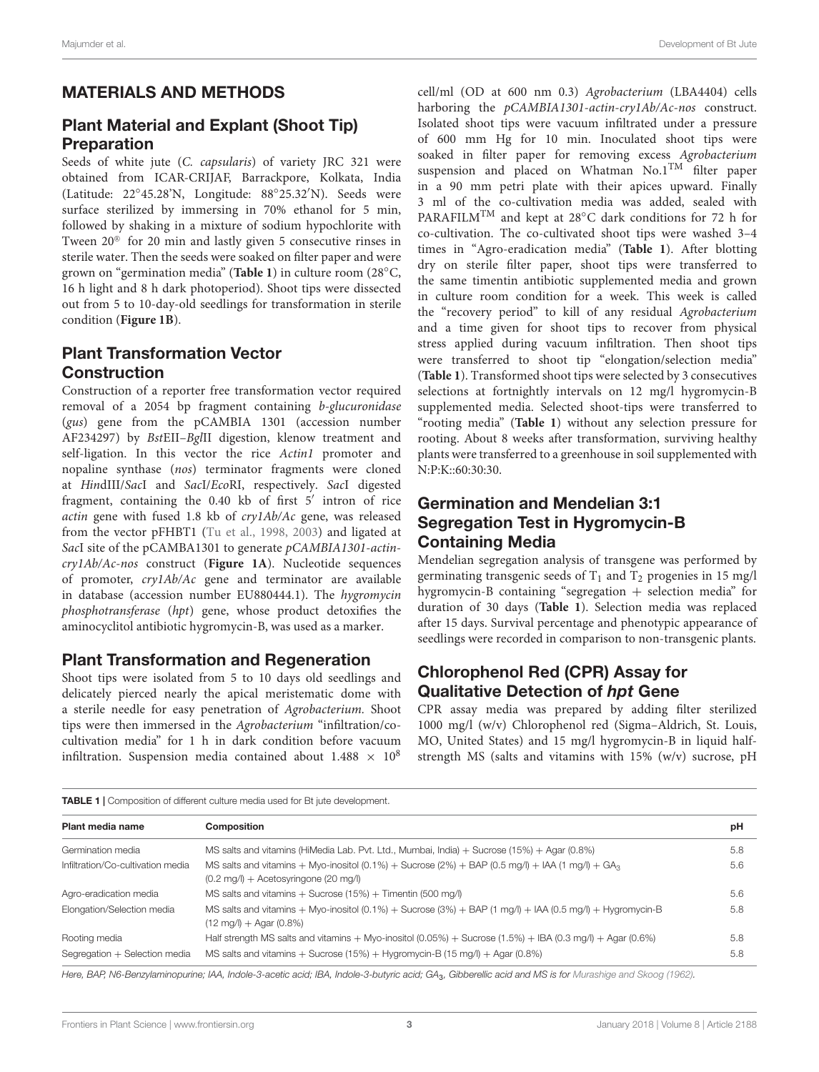## MATERIALS AND METHODS

### Plant Material and Explant (Shoot Tip) Preparation

Seeds of white jute (*C. capsularis*) of variety JRC 321 were obtained from ICAR-CRIJAF, Barrackpore, Kolkata, India (Latitude: 22°45.28′N, Longitude: 88°25.32′N). Seeds were surface sterilized by immersing in 70% ethanol for 5 min, followed by shaking in a mixture of sodium hypochlorite with Tween 20® for 20 min and lastly given 5 consecutive rinses in sterile water. Then the seeds were soaked on filter paper and were grown on "germination media" (**Table 1**) in culture room (28°C, 16 h light and 8 h dark photoperiod). Shoot tips were dissected out from 5 to 10-day-old seedlings for transformation in sterile condition (**Figure 1B**).

### Plant Transformation Vector Construction

Construction of a reporter free transformation vector required removal of a 2054 bp fragment containing *b-glucuronidase* (*gus*) gene from the pCAMBIA 1301 (accession number AF234297) by *Bst*EII–*Bgl*II digestion, klenow treatment and self-ligation. In this vector the rice *Actin1* promoter and nopaline synthase (*nos*) terminator fragments were cloned at *Hin*dIII/*Sac*I and *Sac*I/*Eco*RI, respectively. *Sac*I digested fragment, containing the 0.40 kb of first 5′ intron of rice *actin* gene with fused 1.8 kb of *cry1Ab/Ac* gene, was released from the vector pFHBT1 (Tu et al., 1998, 2003) and ligated at *Sac*I site of the pCAMBA1301 to generate *pCAMBIA1301-actin-cry1Ab/Ac-nos* construct (**Figure 1A**). Nucleotide sequences of promoter, *cry1Ab/Ac* gene and terminator are available in database (accession number EU880444.1). The *hygromycin phosphotransferase* (*hpt*) gene, whose product detoxifies the aminocyclitol antibiotic hygromycin-B, was used as a marker.

### Plant Transformation and Regeneration

Shoot tips were isolated from 5 to 10 days old seedlings and delicately pierced nearly the apical meristematic dome with a sterile needle for easy penetration of *Agrobacterium*. Shoot tips were then immersed in the *Agrobacterium* "infiltration/co-cultivation media" for 1 h in dark condition before vacuum infiltration. Suspension media contained about $1.488 \times 10^8$ cell/ml (OD at 600 nm 0.3) *Agrobacterium* (LBA4404) cells harboring the *pCAMBIA1301-actin-cry1Ab/Ac-nos* construct. Isolated shoot tips were vacuum infiltrated under a pressure of 600 mm Hg for 10 min. Inoculated shoot tips were soaked in filter paper for removing excess *Agrobacterium* suspension and placed on Whatman No.1™ filter paper in a 90 mm petri plate with their apices upward. Finally 3 ml of the co-cultivation media was added, sealed with PARAFILM™ and kept at 28°C dark conditions for 72 h for co-cultivation. The co-cultivated shoot tips were washed 3–4 times in "Agro-eradication media" (**Table 1**). After blotting dry on sterile filter paper, shoot tips were transferred to the same timentin antibiotic supplemented media and grown in culture room condition for a week. This week is called the "recovery period" to kill of any residual *Agrobacterium* and a time given for shoot tips to recover from physical stress applied during vacuum infiltration. Then shoot tips were transferred to shoot tip "elongation/selection media" (**Table 1**). Transformed shoot tips were selected by 3 consecutives selections at fortnightly intervals on 12 mg/l hygromycin-B supplemented media. Selected shoot-tips were transferred to "rooting media" (**Table 1**) without any selection pressure for rooting. About 8 weeks after transformation, surviving healthy plants were transferred to a greenhouse in soil supplemented with N:P:K::60:30:30.

### Germination and Mendelian 3:1 Segregation Test in Hygromycin-B Containing Media

Mendelian segregation analysis of transgene was performed by germinating transgenic seeds of $T_1$ and $T_2$ progenies in 15 mg/l hygromycin-B containing "segregation + selection media" for duration of 30 days (**Table 1**). Selection media was replaced after 15 days. Survival percentage and phenotypic appearance of seedlings were recorded in comparison to non-transgenic plants.

### Chlorophenol Red (CPR) Assay for Qualitative Detection of *hpt* Gene

CPR assay media was prepared by adding filter sterilized 1000 mg/l (w/v) Chlorophenol red (Sigma–Aldrich, St. Louis, MO, United States) and 15 mg/l hygromycin-B in liquid half-strength MS (salts and vitamins with 15% (w/v) sucrose, pH

**TABLE 1** | Composition of different culture media used for Bt jute development.

| Plant media name | Composition | pH |
|---|---|---|
| Germination media | MS salts and vitamins (HiMedia Lab. Pvt. Ltd., Mumbai, India) + Sucrose (15%) + Agar (0.8%) | 5.8 |
| Infiltration/Co-cultivation media | MS salts and vitamins + Myo-inositol (0.1%) + Sucrose (2%) + BAP (0.5 mg/l) + IAA (1 mg/l) + $GA_3$ (0.2 mg/l) + Acetosyringone (20 mg/l) | 5.6 |
| Agro-eradication media | MS salts and vitamins + Sucrose (15%) + Timentin (500 mg/l) | 5.6 |
| Elongation/Selection media | MS salts and vitamins + Myo-inositol (0.1%) + Sucrose (3%) + BAP (1 mg/l) + IAA (0.5 mg/l) + Hygromycin-B (12 mg/l) + Agar (0.8%) | 5.8 |
| Rooting media | Half strength MS salts and vitamins + Myo-inositol (0.05%) + Sucrose (1.5%) + IBA (0.3 mg/l) + Agar (0.6%) | 5.8 |
| Segregation + Selection media | MS salts and vitamins + Sucrose (15%) + Hygromycin-B (15 mg/l) + Agar (0.8%) | 5.8 |

*Here, BAP, N6-Benzylaminopurine; IAA, Indole-3-acetic acid; IBA, Indole-3-butyric acid; $GA_3$, Gibberellic acid and MS is for Murashige and Skoog (1962).*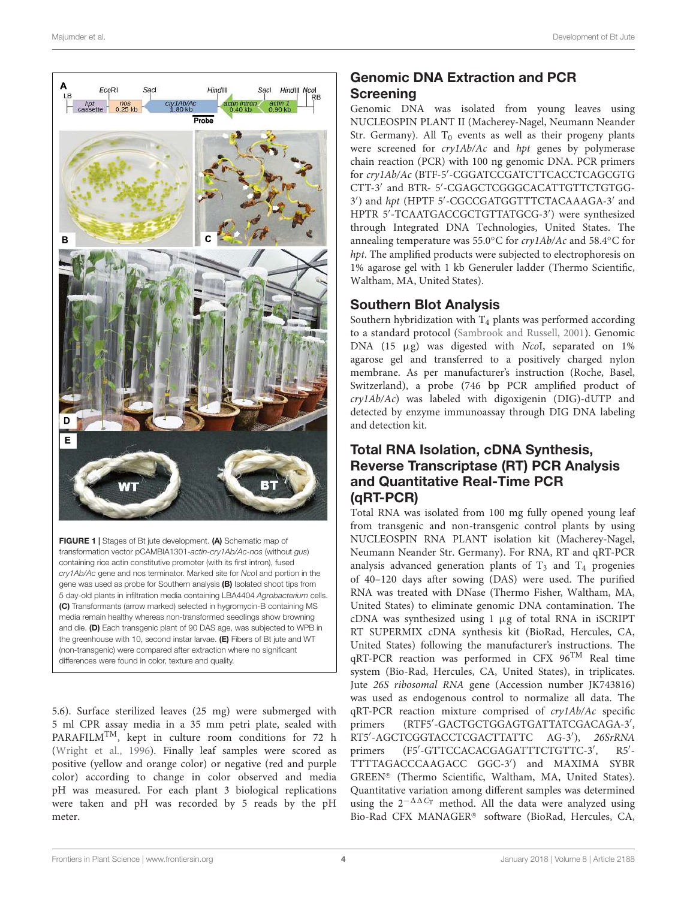FIGURE 1 | Stages of Bt jute development. **(A)** Schematic map of transformation vector pCAMBIA1301-*actin-cry1Ab/Ac-nos* (without *gus*) containing rice actin constitutive promoter (with its first intron), fused *cry1Ab/Ac* gene and nos terminator. Marked site for *Nco*I and portion in the gene was used as probe for Southern analysis **(B)** Isolated shoot tips from 5 day-old plants in infiltration media containing LBA4404 *Agrobacterium* cells. **(C)** Transformants (arrow marked) selected in hygromycin-B containing MS media remain healthy whereas non-transformed seedlings show browning and die. **(D)** Each transgenic plant of 90 DAS age, was subjected to WPB in the greenhouse with 10, second instar larvae. **(E)** Fibers of Bt jute and WT (non-transgenic) were compared after extraction where no significant differences were found in color, texture and quality.

5.6). Surface sterilized leaves (25 mg) were submerged with 5 ml CPR assay media in a 35 mm petri plate, sealed with PARAFILM™, kept in culture room conditions for 72 h (Wright et al., 1996). Finally leaf samples were scored as positive (yellow and orange color) or negative (red and purple color) according to change in color observed and media pH was measured. For each plant 3 biological replications were taken and pH was recorded by 5 reads by the pH meter.

## Genomic DNA Extraction and PCR Screening

Genomic DNA was isolated from young leaves using NUCLEOSPIN PLANT II (Macherey-Nagel, Neumann Neander Str. Germany). All $T_0$ events as well as their progeny plants were screened for *cry1Ab/Ac* and *hpt* genes by polymerase chain reaction (PCR) with 100 ng genomic DNA. PCR primers for *cry1Ab/Ac* (BTF-5′-CGGATCCGATCTTCACCTCAGCGTG CTT-3′ and BTR- 5′-CGAGCTCGGGCACATTGTTCTGTGG-3′) and *hpt* (HPTF 5′-CGCCGATGGTTTCTACAAAGA-3′ and HPTR 5′-TCAATGACCGCTGTTATGCG-3′) were synthesized through Integrated DNA Technologies, United States. The annealing temperature was 55.0°C for *cry1Ab/Ac* and 58.4°C for *hpt*. The amplified products were subjected to electrophoresis on 1% agarose gel with 1 kb Generuler ladder (Thermo Scientific, Waltham, MA, United States).

## Southern Blot Analysis

Southern hybridization with $T_4$ plants was performed according to a standard protocol (Sambrook and Russell, 2001). Genomic DNA (15 μg) was digested with *Nco*I, separated on 1% agarose gel and transferred to a positively charged nylon membrane. As per manufacturer's instruction (Roche, Basel, Switzerland), a probe (746 bp PCR amplified product of *cry1Ab/Ac*) was labeled with digoxigenin (DIG)-dUTP and detected by enzyme immunoassay through DIG DNA labeling and detection kit.

## Total RNA Isolation, cDNA Synthesis, Reverse Transcriptase (RT) PCR Analysis and Quantitative Real-Time PCR (qRT-PCR)

Total RNA was isolated from 100 mg fully opened young leaf from transgenic and non-transgenic control plants by using NUCLEOSPIN RNA PLANT isolation kit (Macherey-Nagel, Neumann Neander Str. Germany). For RNA, RT and qRT-PCR analysis advanced generation plants of $T_3$ and $T_4$ progenies of 40–120 days after sowing (DAS) were used. The purified RNA was treated with DNase (Thermo Fisher, Waltham, MA, United States) to eliminate genomic DNA contamination. The cDNA was synthesized using 1 μg of total RNA in iSCRIPT RT SUPERMIX cDNA synthesis kit (BioRad, Hercules, CA, United States) following the manufacturer's instructions. The qRT-PCR reaction was performed in CFX 96™ Real time system (Bio-Rad, Hercules, CA, United States), in triplicates. Jute *26S ribosomal RNA* gene (Accession number JK743816) was used as endogenous control to normalize all data. The qRT-PCR reaction mixture comprised of *cry1Ab/Ac* specific primers (RTF5′-GACTGCTGGAGTGATTATCGACAGA-3′, RT5′-AGCTCGGTACCTCGACTTATTC AG-3′), *26SrRNA* primers (F5′-GTTCCACACGAGATTTCTGTTC-3′, R5′-TTTTAGACCCAAGACC GGC-3′) and MAXIMA SYBR GREEN® (Thermo Scientific, Waltham, MA, United States). Quantitative variation among different samples was determined using the $2^{-\Delta\Delta C_T}$ method. All the data were analyzed using Bio-Rad CFX MANAGER® software (BioRad, Hercules, CA,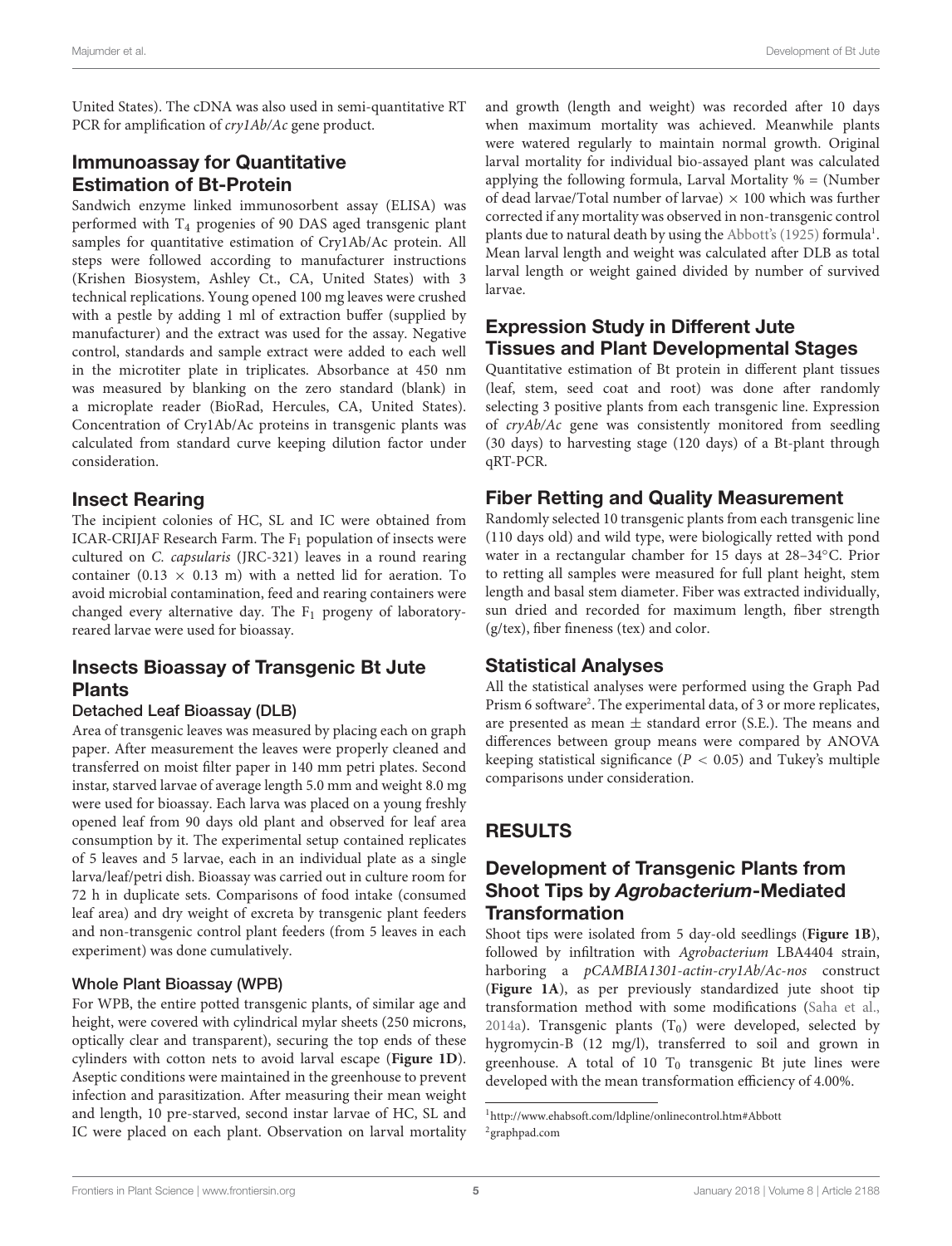United States). The cDNA was also used in semi-quantitative RT PCR for amplification of *cry1Ab/Ac* gene product.

## Immunoassay for Quantitative Estimation of Bt-Protein

Sandwich enzyme linked immunosorbent assay (ELISA) was performed with $T_4$ progenies of 90 DAS aged transgenic plant samples for quantitative estimation of Cry1Ab/Ac protein. All steps were followed according to manufacturer instructions (Krishen Biosystem, Ashley Ct., CA, United States) with 3 technical replications. Young opened 100 mg leaves were crushed with a pestle by adding 1 ml of extraction buffer (supplied by manufacturer) and the extract was used for the assay. Negative control, standards and sample extract were added to each well in the microtiter plate in triplicates. Absorbance at 450 nm was measured by blanking on the zero standard (blank) in a microplate reader (BioRad, Hercules, CA, United States). Concentration of Cry1Ab/Ac proteins in transgenic plants was calculated from standard curve keeping dilution factor under consideration.

## Insect Rearing

The incipient colonies of HC, SL and IC were obtained from ICAR-CRIJAF Research Farm. The $F_1$ population of insects were cultured on *C. capsularis* (JRC-321) leaves in a round rearing container ($0.13 \times 0.13$ m) with a netted lid for aeration. To avoid microbial contamination, feed and rearing containers were changed every alternative day. The $F_1$ progeny of laboratory-reared larvae were used for bioassay.

## Insects Bioassay of Transgenic Bt Jute Plants

### Detached Leaf Bioassay (DLB)

Area of transgenic leaves was measured by placing each on graph paper. After measurement the leaves were properly cleaned and transferred on moist filter paper in 140 mm petri plates. Second instar, starved larvae of average length 5.0 mm and weight 8.0 mg were used for bioassay. Each larva was placed on a young freshly opened leaf from 90 days old plant and observed for leaf area consumption by it. The experimental setup contained replicates of 5 leaves and 5 larvae, each in an individual plate as a single larva/leaf/petri dish. Bioassay was carried out in culture room for 72 h in duplicate sets. Comparisons of food intake (consumed leaf area) and dry weight of excreta by transgenic plant feeders and non-transgenic control plant feeders (from 5 leaves in each experiment) was done cumulatively.

### Whole Plant Bioassay (WPB)

For WPB, the entire potted transgenic plants, of similar age and height, were covered with cylindrical mylar sheets (250 microns, optically clear and transparent), securing the top ends of these cylinders with cotton nets to avoid larval escape (**Figure 1D**). Aseptic conditions were maintained in the greenhouse to prevent infection and parasitization. After measuring their mean weight and length, 10 pre-starved, second instar larvae of HC, SL and IC were placed on each plant. Observation on larval mortality and growth (length and weight) was recorded after 10 days when maximum mortality was achieved. Meanwhile plants were watered regularly to maintain normal growth. Original larval mortality for individual bio-assayed plant was calculated applying the following formula, Larval Mortality % = (Number of dead larvae/Total number of larvae) $\times$ 100 which was further corrected if any mortality was observed in non-transgenic control plants due to natural death by using the Abbott's (1925) formula[1]. Mean larval length and weight was calculated after DLB as total larval length or weight gained divided by number of survived larvae.

## Expression Study in Different Jute Tissues and Plant Developmental Stages

Quantitative estimation of Bt protein in different plant tissues (leaf, stem, seed coat and root) was done after randomly selecting 3 positive plants from each transgenic line. Expression of *cryAb/Ac* gene was consistently monitored from seedling (30 days) to harvesting stage (120 days) of a Bt-plant through qRT-PCR.

## Fiber Retting and Quality Measurement

Randomly selected 10 transgenic plants from each transgenic line (110 days old) and wild type, were biologically retted with pond water in a rectangular chamber for 15 days at 28–34°C. Prior to retting all samples were measured for full plant height, stem length and basal stem diameter. Fiber was extracted individually, sun dried and recorded for maximum length, fiber strength (g/tex), fiber fineness (tex) and color.

## Statistical Analyses

All the statistical analyses were performed using the Graph Pad Prism 6 software[2]. The experimental data, of 3 or more replicates, are presented as mean $\pm$ standard error (S.E.). The means and differences between group means were compared by ANOVA keeping statistical significance ($P < 0.05$) and Tukey's multiple comparisons under consideration.

# RESULTS

## Development of Transgenic Plants from Shoot Tips by *Agrobacterium*-Mediated Transformation

Shoot tips were isolated from 5 day-old seedlings (**Figure 1B**), followed by infiltration with *Agrobacterium* LBA4404 strain, harboring a *pCAMBIA1301-actin-cry1Ab/Ac-nos* construct (**Figure 1A**), as per previously standardized jute shoot tip transformation method with some modifications (Saha et al., 2014a). Transgenic plants ($T_0$) were developed, selected by hygromycin-B (12 mg/l), transferred to soil and grown in greenhouse. A total of 10 $T_0$ transgenic Bt jute lines were developed with the mean transformation efficiency of 4.00%.

[1] http://www.ehabsoft.com/ldpline/onlinecontrol.htm#Abbott
[2] graphpad.com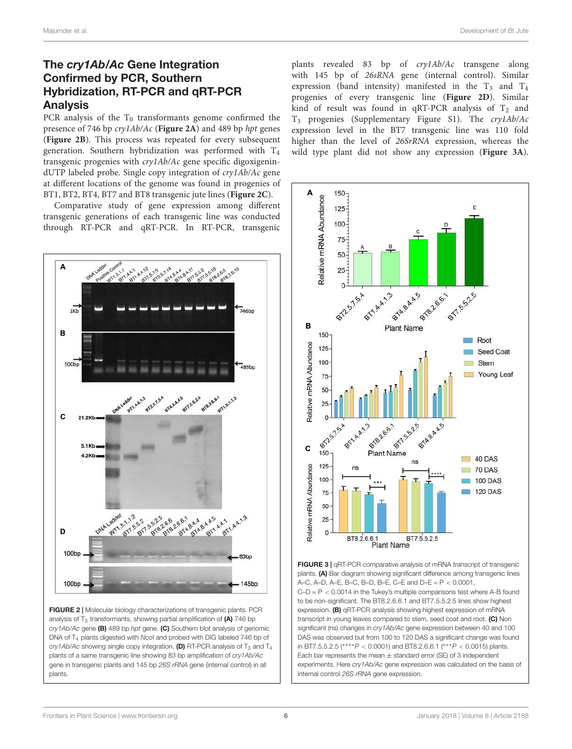## The *cry1Ab/Ac* Gene Integration Confirmed by PCR, Southern Hybridization, RT-PCR and qRT-PCR Analysis

PCR analysis of the $T_0$ transformants genome confirmed the presence of 746 bp *cry1Ab/Ac* (**Figure 2A**) and 489 bp *hpt* genes (**Figure 2B**). This process was repeated for every subsequent generation. Southern hybridization was performed with $T_4$ transgenic progenies with *cry1Ab/Ac* gene specific digoxigenin-dUTP labeled probe. Single copy integration of *cry1Ab/Ac* gene at different locations of the genome was found in progenies of BT1, BT2, BT4, BT7 and BT8 transgenic jute lines (**Figure 2C**).

Comparative study of gene expression among different transgenic generations of each transgenic line was conducted through RT-PCR and qRT-PCR. In RT-PCR, transgenic plants revealed 83 bp of *cry1Ab/Ac* transgene along with 145 bp of *26sRNA* gene (internal control). Similar expression (band intensity) manifested in the $T_3$ and $T_4$ progenies of every transgenic line (**Figure 2D**). Similar kind of result was found in qRT-PCR analysis of $T_2$ and $T_3$ progenies (Supplementary Figure S1). The *cry1Ab/Ac* expression level in the BT7 transgenic line was 110 fold higher than the level of *26SrRNA* expression, whereas the wild type plant did not show any expression (**Figure 3A**).

**FIGURE 2 |** Molecular biology characterizations of transgenic plants. PCR analysis of $T_3$ transformants, showing partial amplification of **(A)** 746 bp *cry1Ab/Ac* gene **(B)** 489 bp *hpt* gene. **(C)** Southern blot analysis of genomic DNA of $T_4$ plants digested with *Nco*I and probed with DIG labeled 746 bp of *cry1Ab/Ac* showing single copy integration. **(D)** RT-PCR analysis of $T_3$ and $T_4$ plants of a same transgenic line showing 83 bp amplification of *cry1Ab/Ac* gene in transgenic plants and 145 bp *26S rRNA* gene (internal control) in all plants.

**FIGURE 3 |** qRT-PCR comparative analysis of mRNA transcript of transgenic plants. **(A)** Bar diagram showing significant difference among transgenic lines A–C, A–D, A–E, B–C, B–D, B–E, C–E and D–E = P < 0.0001, C–D = P < 0.0014 in the Tukey's multiple comparisons test where A-B found to be non-significant. The BT8.2.6.6.1 and BT7.5.5.2.5 lines show highest expression. **(B)** qRT-PCR analysis showing highest expression of mRNA transcript in young leaves compared to stem, seed coat and root. **(C)** Non significant (ns) changes in *cry1Ab/Ac* gene expression between 40 and 100 DAS was observed but from 100 to 120 DAS a significant change was found in BT7.5.5.2.5 (****$P < 0.0001$) and BT8.2.6.6.1 (***$P < 0.0015$) plants. Each bar represents the mean ± standard error (SE) of 3 independent experiments. Here *cry1Ab/Ac* gene expression was calculated on the basis of internal control *26S rRNA* gene expression.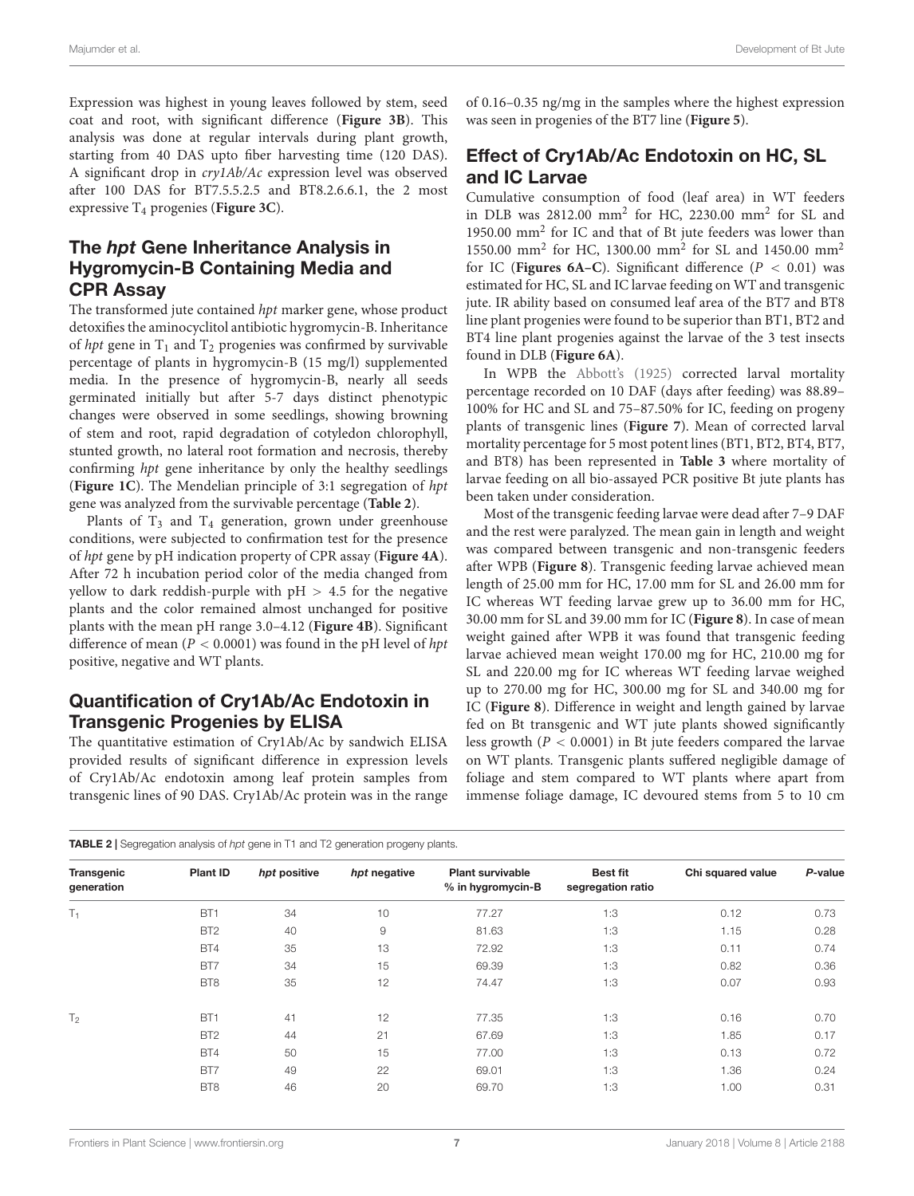Expression was highest in young leaves followed by stem, seed coat and root, with significant difference (**Figure 3B**). This analysis was done at regular intervals during plant growth, starting from 40 DAS upto fiber harvesting time (120 DAS). A significant drop in *cry1Ab/Ac* expression level was observed after 100 DAS for BT7.5.5.2.5 and BT8.2.6.6.1, the 2 most expressive $T_4$ progenies (**Figure 3C**).

## The *hpt* Gene Inheritance Analysis in Hygromycin-B Containing Media and CPR Assay

The transformed jute contained *hpt* marker gene, whose product detoxifies the aminocyclitol antibiotic hygromycin-B. Inheritance of *hpt* gene in $T_1$ and $T_2$ progenies was confirmed by survivable percentage of plants in hygromycin-B (15 mg/l) supplemented media. In the presence of hygromycin-B, nearly all seeds germinated initially but after 5-7 days distinct phenotypic changes were observed in some seedlings, showing browning of stem and root, rapid degradation of cotyledon chlorophyll, stunted growth, no lateral root formation and necrosis, thereby confirming *hpt* gene inheritance by only the healthy seedlings (**Figure 1C**). The Mendelian principle of 3:1 segregation of *hpt* gene was analyzed from the survivable percentage (**Table 2**).

Plants of $T_3$ and $T_4$ generation, grown under greenhouse conditions, were subjected to confirmation test for the presence of *hpt* gene by pH indication property of CPR assay (**Figure 4A**). After 72 h incubation period color of the media changed from yellow to dark reddish-purple with pH > 4.5 for the negative plants and the color remained almost unchanged for positive plants with the mean pH range 3.0–4.12 (**Figure 4B**). Significant difference of mean ($P < 0.0001$) was found in the pH level of *hpt* positive, negative and WT plants.

## Quantification of Cry1Ab/Ac Endotoxin in Transgenic Progenies by ELISA

The quantitative estimation of Cry1Ab/Ac by sandwich ELISA provided results of significant difference in expression levels of Cry1Ab/Ac endotoxin among leaf protein samples from transgenic lines of 90 DAS. Cry1Ab/Ac protein was in the range of 0.16–0.35 ng/mg in the samples where the highest expression was seen in progenies of the BT7 line (**Figure 5**).

## Effect of Cry1Ab/Ac Endotoxin on HC, SL and IC Larvae

Cumulative consumption of food (leaf area) in WT feeders in DLB was 2812.00 $mm^2$ for HC, 2230.00 $mm^2$ for SL and 1950.00 $mm^2$ for IC and that of Bt jute feeders was lower than 1550.00 $mm^2$ for HC, 1300.00 $mm^2$ for SL and 1450.00 $mm^2$ for IC (**Figures 6A–C**). Significant difference ($P < 0.01$) was estimated for HC, SL and IC larvae feeding on WT and transgenic jute. IR ability based on consumed leaf area of the BT7 and BT8 line plant progenies were found to be superior than BT1, BT2 and BT4 line plant progenies against the larvae of the 3 test insects found in DLB (**Figure 6A**).

In WPB the Abbott's (1925) corrected larval mortality percentage recorded on 10 DAF (days after feeding) was 88.89–100% for HC and SL and 75–87.50% for IC, feeding on progeny plants of transgenic lines (**Figure 7**). Mean of corrected larval mortality percentage for 5 most potent lines (BT1, BT2, BT4, BT7, and BT8) has been represented in **Table 3** where mortality of larvae feeding on all bio-assayed PCR positive Bt jute plants has been taken under consideration.

Most of the transgenic feeding larvae were dead after 7–9 DAF and the rest were paralyzed. The mean gain in length and weight was compared between transgenic and non-transgenic feeders after WPB (**Figure 8**). Transgenic feeding larvae achieved mean length of 25.00 mm for HC, 17.00 mm for SL and 26.00 mm for IC whereas WT feeding larvae grew up to 36.00 mm for HC, 30.00 mm for SL and 39.00 mm for IC (**Figure 8**). In case of mean weight gained after WPB it was found that transgenic feeding larvae achieved mean weight 170.00 mg for HC, 210.00 mg for SL and 220.00 mg for IC whereas WT feeding larvae weighed up to 270.00 mg for HC, 300.00 mg for SL and 340.00 mg for IC (**Figure 8**). Difference in weight and length gained by larvae fed on Bt transgenic and WT jute plants showed significantly less growth ($P < 0.0001$) in Bt jute feeders compared the larvae on WT plants. Transgenic plants suffered negligible damage of foliage and stem compared to WT plants where apart from immense foliage damage, IC devoured stems from 5 to 10 cm

**TABLE 2** | Segregation analysis of *hpt* gene in T1 and T2 generation progeny plants.

| Transgenic generation | Plant ID | *hpt* positive | *hpt* negative | Plant survivable % in hygromycin-B | Best fit segregation ratio | Chi squared value | *P*-value |
|---|---|---|---|---|---|---|---|
| $T_1$ | BT1 | 34 | 10 | 77.27 | 1:3 | 0.12 | 0.73 |
| | BT2 | 40 | 9 | 81.63 | 1:3 | 1.15 | 0.28 |
| | BT4 | 35 | 13 | 72.92 | 1:3 | 0.11 | 0.74 |
| | BT7 | 34 | 15 | 69.39 | 1:3 | 0.82 | 0.36 |
| | BT8 | 35 | 12 | 74.47 | 1:3 | 0.07 | 0.93 |
| $T_2$ | BT1 | 41 | 12 | 77.35 | 1:3 | 0.16 | 0.70 |
| | BT2 | 44 | 21 | 67.69 | 1:3 | 1.85 | 0.17 |
| | BT4 | 50 | 15 | 77.00 | 1:3 | 0.13 | 0.72 |
| | BT7 | 49 | 22 | 69.01 | 1:3 | 1.36 | 0.24 |
| | BT8 | 46 | 20 | 69.70 | 1:3 | 1.00 | 0.31 |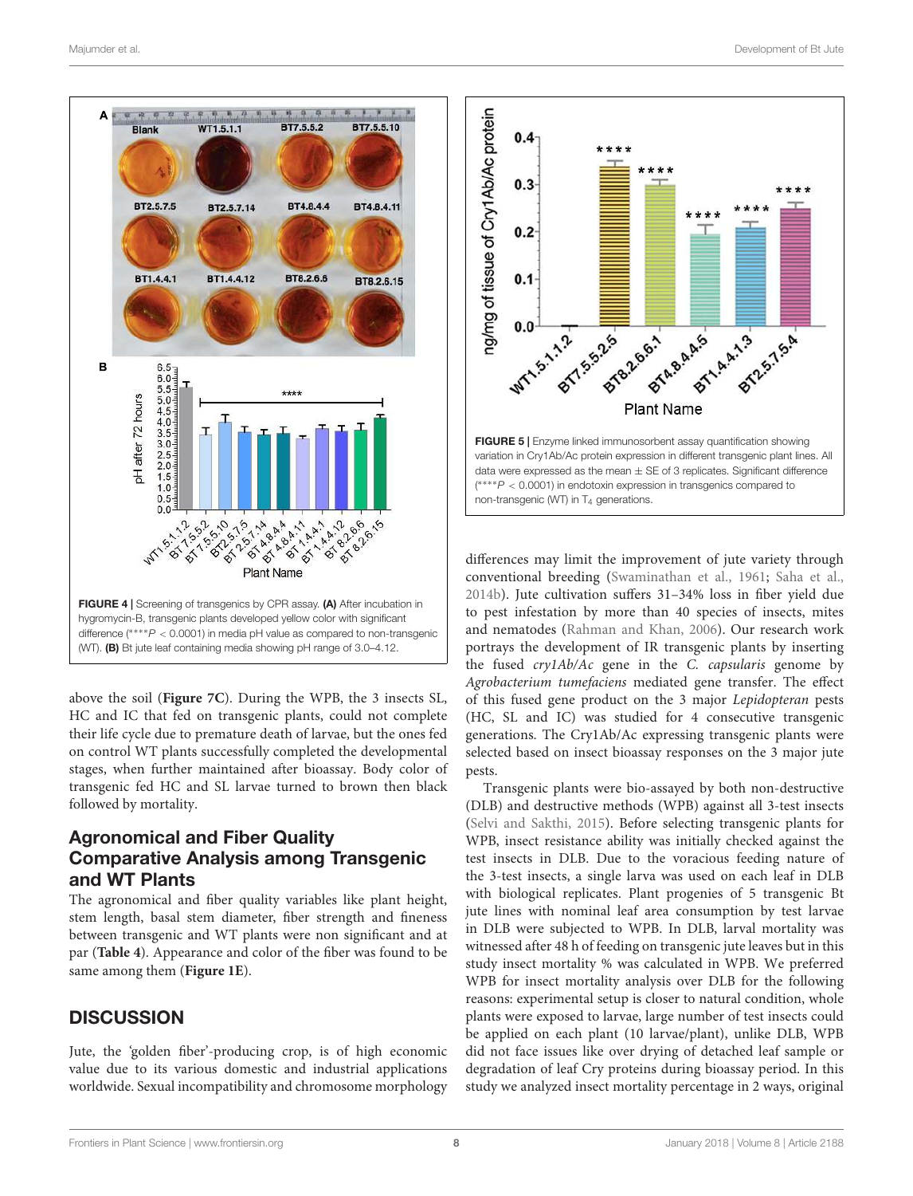FIGURE 4 | Screening of transgenics by CPR assay. **(A)** After incubation in hygromycin-B, transgenic plants developed yellow color with significant difference (****$P < 0.0001$) in media pH value as compared to non-transgenic (WT). **(B)** Bt jute leaf containing media showing pH range of 3.0–4.12.

FIGURE 5 | Enzyme linked immunosorbent assay quantification showing variation in Cry1Ab/Ac protein expression in different transgenic plant lines. All data were expressed as the mean ± SE of 3 replicates. Significant difference (****$P < 0.0001$) in endotoxin expression in transgenics compared to non-transgenic (WT) in $T_4$ generations.

above the soil (**Figure 7C**). During the WPB, the 3 insects SL, HC and IC that fed on transgenic plants, could not complete their life cycle due to premature death of larvae, but the ones fed on control WT plants successfully completed the developmental stages, when further maintained after bioassay. Body color of transgenic fed HC and SL larvae turned to brown then black followed by mortality.

## Agronomical and Fiber Quality Comparative Analysis among Transgenic and WT Plants

The agronomical and fiber quality variables like plant height, stem length, basal stem diameter, fiber strength and fineness between transgenic and WT plants were non significant and at par (**Table 4**). Appearance and color of the fiber was found to be same among them (**Figure 1E**).

# DISCUSSION

Jute, the 'golden fiber'-producing crop, is of high economic value due to its various domestic and industrial applications worldwide. Sexual incompatibility and chromosome morphology differences may limit the improvement of jute variety through conventional breeding (Swaminathan et al., 1961; Saha et al., 2014b). Jute cultivation suffers 31–34% loss in fiber yield due to pest infestation by more than 40 species of insects, mites and nematodes (Rahman and Khan, 2006). Our research work portrays the development of IR transgenic plants by inserting the fused *cry1Ab/Ac* gene in the *C. capsularis* genome by *Agrobacterium tumefaciens* mediated gene transfer. The effect of this fused gene product on the 3 major *Lepidopteran* pests (HC, SL and IC) was studied for 4 consecutive transgenic generations. The Cry1Ab/Ac expressing transgenic plants were selected based on insect bioassay responses on the 3 major jute pests.

Transgenic plants were bio-assayed by both non-destructive (DLB) and destructive methods (WPB) against all 3-test insects (Selvi and Sakthi, 2015). Before selecting transgenic plants for WPB, insect resistance ability was initially checked against the test insects in DLB. Due to the voracious feeding nature of the 3-test insects, a single larva was used on each leaf in DLB with biological replicates. Plant progenies of 5 transgenic Bt jute lines with nominal leaf area consumption by test larvae in DLB were subjected to WPB. In DLB, larval mortality was witnessed after 48 h of feeding on transgenic jute leaves but in this study insect mortality % was calculated in WPB. We preferred WPB for insect mortality analysis over DLB for the following reasons: experimental setup is closer to natural condition, whole plants were exposed to larvae, large number of test insects could be applied on each plant (10 larvae/plant), unlike DLB, WPB did not face issues like over drying of detached leaf sample or degradation of leaf Cry proteins during bioassay period. In this study we analyzed insect mortality percentage in 2 ways, original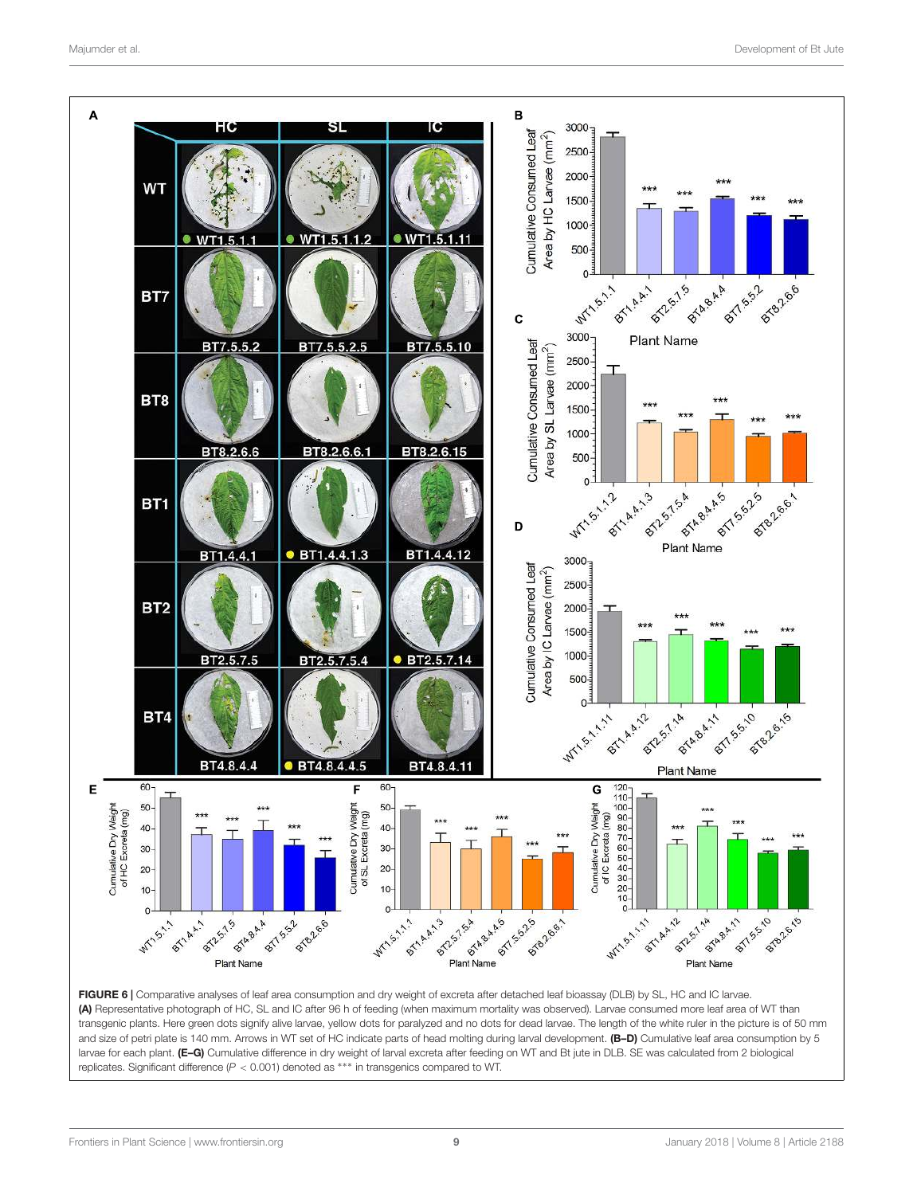**FIGURE 6 |** Comparative analyses of leaf area consumption and dry weight of excreta after detached leaf bioassay (DLB) by SL, HC and IC larvae. **(A)** Representative photograph of HC, SL and IC after 96 h of feeding (when maximum mortality was observed). Larvae consumed more leaf area of WT than transgenic plants. Here green dots signify alive larvae, yellow dots for paralyzed and no dots for dead larvae. The length of the white ruler in the picture is of 50 mm and size of petri plate is 140 mm. Arrows in WT set of HC indicate parts of head molting during larval development. **(B–D)** Cumulative leaf area consumption by 5 larvae for each plant. **(E–G)** Cumulative difference in dry weight of larval excreta after feeding on WT and Bt jute in DLB. SE was calculated from 2 biological replicates. Significant difference ($P < 0.001$) denoted as *** in transgenics compared to WT.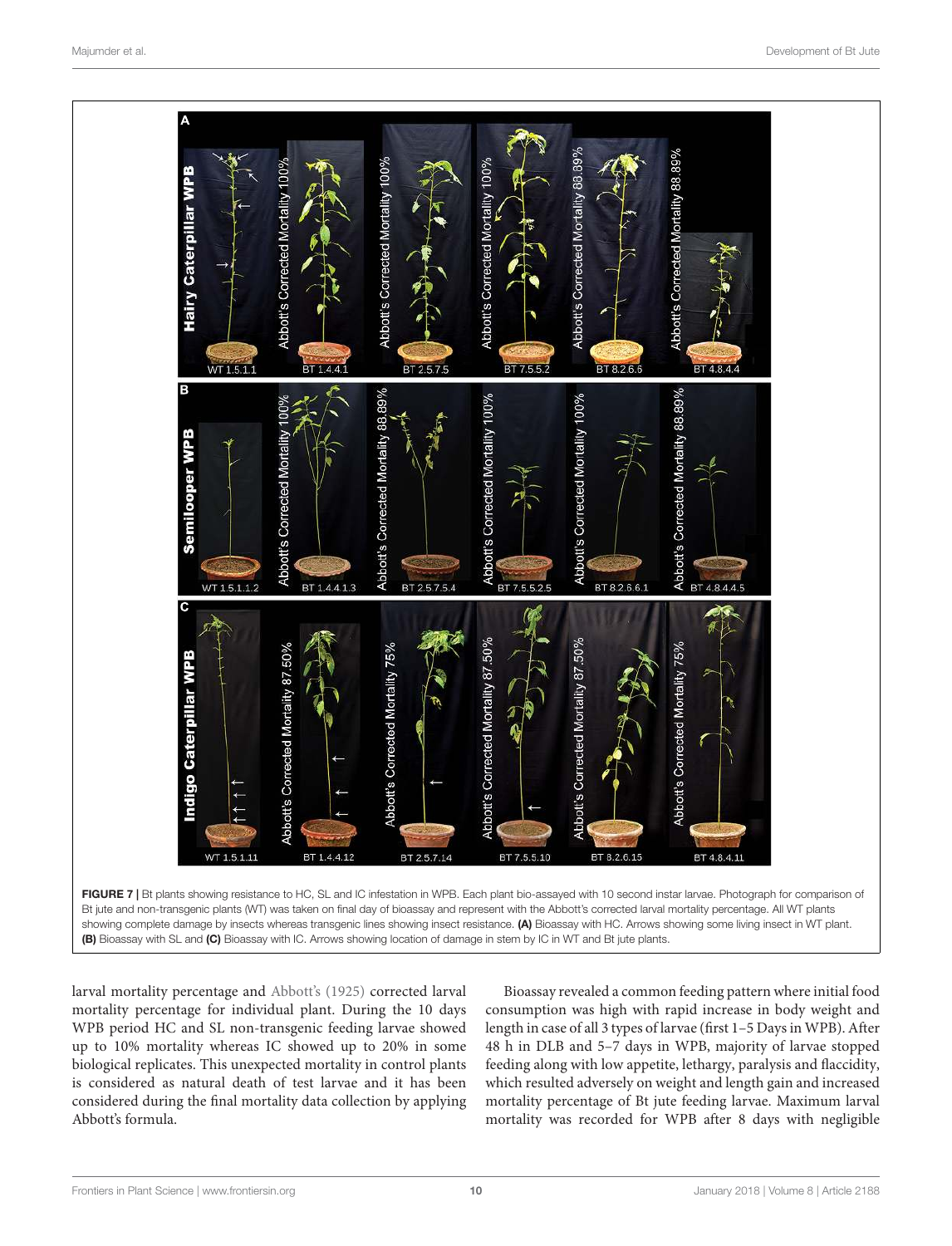FIGURE 7 | Bt plants showing resistance to HC, SL and IC infestation in WPB. Each plant bio-assayed with 10 second instar larvae. Photograph for comparison of Bt jute and non-transgenic plants (WT) was taken on final day of bioassay and represent with the Abbott's corrected larval mortality percentage. All WT plants showing complete damage by insects whereas transgenic lines showing insect resistance. **(A)** Bioassay with HC. Arrows showing some living insect in WT plant. **(B)** Bioassay with SL and **(C)** Bioassay with IC. Arrows showing location of damage in stem by IC in WT and Bt jute plants.

larval mortality percentage and Abbott's (1925) corrected larval mortality percentage for individual plant. During the 10 days WPB period HC and SL non-transgenic feeding larvae showed up to 10% mortality whereas IC showed up to 20% in some biological replicates. This unexpected mortality in control plants is considered as natural death of test larvae and it has been considered during the final mortality data collection by applying Abbott's formula.

Bioassay revealed a common feeding pattern where initial food consumption was high with rapid increase in body weight and length in case of all 3 types of larvae (first 1–5 Days in WPB). After 48 h in DLB and 5–7 days in WPB, majority of larvae stopped feeding along with low appetite, lethargy, paralysis and flaccidity, which resulted adversely on weight and length gain and increased mortality percentage of Bt jute feeding larvae. Maximum larval mortality was recorded for WPB after 8 days with negligible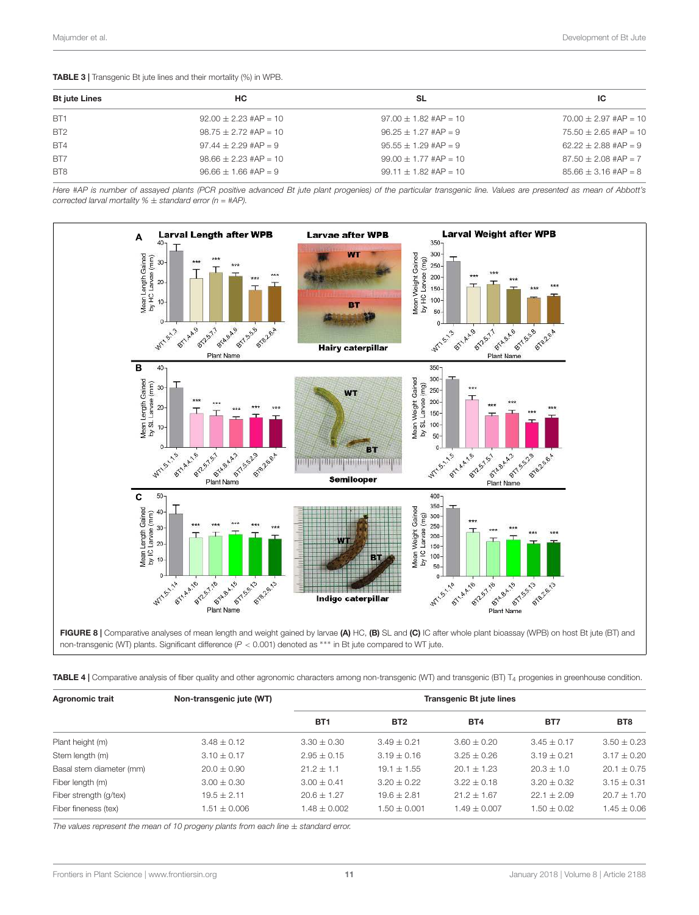**TABLE 3 |** Transgenic Bt jute lines and their mortality (%) in WPB.

| Bt jute Lines | HC | SL | IC |
|---|---|---|---|
| BT1 | 92.00 ± 2.23 #AP = 10 | 97.00 ± 1.82 #AP = 10 | 70.00 ± 2.97 #AP = 10 |
| BT2 | 98.75 ± 2.72 #AP = 10 | 96.25 ± 1.27 #AP = 9 | 75.50 ± 2.65 #AP = 10 |
| BT4 | 97.44 ± 2.29 #AP = 9 | 95.55 ± 1.29 #AP = 9 | 62.22 ± 2.88 #AP = 9 |
| BT7 | 98.66 ± 2.23 #AP = 10 | 99.00 ± 1.77 #AP = 10 | 87.50 ± 2.08 #AP = 7 |
| BT8 | 96.66 ± 1.66 #AP = 9 | 99.11 ± 1.82 #AP = 10 | 85.66 ± 3.16 #AP = 8 |

*Here #AP is number of assayed plants (PCR positive advanced Bt jute plant progenies) of the particular transgenic line. Values are presented as mean of Abbott's corrected larval mortality % ± standard error (n = #AP).*

**FIGURE 8 |** Comparative analyses of mean length and weight gained by larvae **(A)** HC, **(B)** SL and **(C)** IC after whole plant bioassay (WPB) on host Bt jute (BT) and non-transgenic (WT) plants. Significant difference ($P < 0.001$) denoted as *** in Bt jute compared to WT jute.

**TABLE 4 |** Comparative analysis of fiber quality and other agronomic characters among non-transgenic (WT) and transgenic (BT) $T_4$ progenies in greenhouse condition.

| Agronomic trait | Non-transgenic jute (WT) | Transgenic Bt jute lines | | | | |
|---|---|---|---|---|---|---|
| | | BT1 | BT2 | BT4 | BT7 | BT8 |
| Plant height (m) | 3.48 ± 0.12 | 3.30 ± 0.30 | 3.49 ± 0.21 | 3.60 ± 0.20 | 3.45 ± 0.17 | 3.50 ± 0.23 |
| Stem length (m) | 3.10 ± 0.17 | 2.95 ± 0.15 | 3.19 ± 0.16 | 3.25 ± 0.26 | 3.19 ± 0.21 | 3.17 ± 0.20 |
| Basal stem diameter (mm) | 20.0 ± 0.90 | 21.2 ± 1.1 | 19.1 ± 1.55 | 20.1 ± 1.23 | 20.3 ± 1.0 | 20.1 ± 0.75 |
| Fiber length (m) | 3.00 ± 0.30 | 3.00 ± 0.41 | 3.20 ± 0.22 | 3.22 ± 0.18 | 3.20 ± 0.32 | 3.15 ± 0.31 |
| Fiber strength (g/tex) | 19.5 ± 2.11 | 20.6 ± 1.27 | 19.6 ± 2.81 | 21.2 ± 1.67 | 22.1 ± 2.09 | 20.7 ± 1.70 |
| Fiber fineness (tex) | 1.51 ± 0.006 | 1.48 ± 0.002 | 1.50 ± 0.001 | 1.49 ± 0.007 | 1.50 ± 0.02 | 1.45 ± 0.06 |

*The values represent the mean of 10 progeny plants from each line ± standard error.*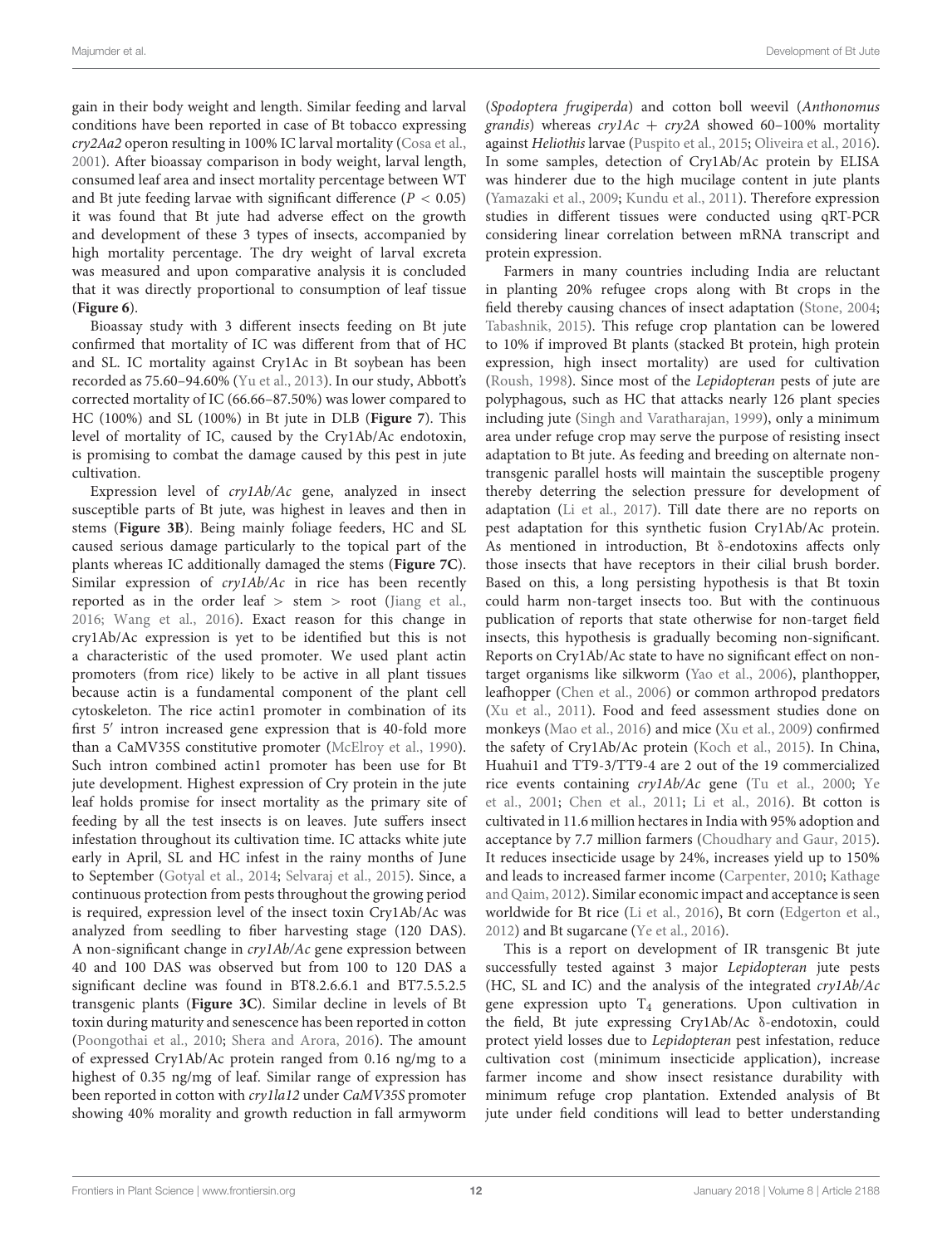gain in their body weight and length. Similar feeding and larval conditions have been reported in case of Bt tobacco expressing *cry2Aa2* operon resulting in 100% IC larval mortality (Cosa et al., 2001). After bioassay comparison in body weight, larval length, consumed leaf area and insect mortality percentage between WT and Bt jute feeding larvae with significant difference ($P < 0.05$) it was found that Bt jute had adverse effect on the growth and development of these 3 types of insects, accompanied by high mortality percentage. The dry weight of larval excreta was measured and upon comparative analysis it is concluded that it was directly proportional to consumption of leaf tissue (**Figure 6**).

Bioassay study with 3 different insects feeding on Bt jute confirmed that mortality of IC was different from that of HC and SL. IC mortality against Cry1Ac in Bt soybean has been recorded as 75.60–94.60% (Yu et al., 2013). In our study, Abbott's corrected mortality of IC (66.66–87.50%) was lower compared to HC (100%) and SL (100%) in Bt jute in DLB (**Figure 7**). This level of mortality of IC, caused by the Cry1Ab/Ac endotoxin, is promising to combat the damage caused by this pest in jute cultivation.

Expression level of *cry1Ab/Ac* gene, analyzed in insect susceptible parts of Bt jute, was highest in leaves and then in stems (**Figure 3B**). Being mainly foliage feeders, HC and SL caused serious damage particularly to the topical part of the plants whereas IC additionally damaged the stems (**Figure 7C**). Similar expression of *cry1Ab/Ac* in rice has been recently reported as in the order leaf > stem > root (Jiang et al., 2016; Wang et al., 2016). Exact reason for this change in cry1Ab/Ac expression is yet to be identified but this is not a characteristic of the used promoter. We used plant actin promoters (from rice) likely to be active in all plant tissues because actin is a fundamental component of the plant cell cytoskeleton. The rice actin1 promoter in combination of its first 5′ intron increased gene expression that is 40-fold more than a CaMV35S constitutive promoter (McElroy et al., 1990). Such intron combined actin1 promoter has been use for Bt jute development. Highest expression of Cry protein in the jute leaf holds promise for insect mortality as the primary site of feeding by all the test insects is on leaves. Jute suffers insect infestation throughout its cultivation time. IC attacks white jute early in April, SL and HC infest in the rainy months of June to September (Gotyal et al., 2014; Selvaraj et al., 2015). Since, a continuous protection from pests throughout the growing period is required, expression level of the insect toxin Cry1Ab/Ac was analyzed from seedling to fiber harvesting stage (120 DAS). A non-significant change in *cry1Ab/Ac* gene expression between 40 and 100 DAS was observed but from 100 to 120 DAS a significant decline was found in BT8.2.6.6.1 and BT7.5.5.2.5 transgenic plants (**Figure 3C**). Similar decline in levels of Bt toxin during maturity and senescence has been reported in cotton (Poongothai et al., 2010; Shera and Arora, 2016). The amount of expressed Cry1Ab/Ac protein ranged from 0.16 ng/mg to a highest of 0.35 ng/mg of leaf. Similar range of expression has been reported in cotton with *cry1la12* under *CaMV35S* promoter showing 40% morality and growth reduction in fall armyworm (*Spodoptera frugiperda*) and cotton boll weevil (*Anthonomus grandis*) whereas *cry1Ac* + *cry2A* showed 60–100% mortality against *Heliothis* larvae (Puspito et al., 2015; Oliveira et al., 2016). In some samples, detection of Cry1Ab/Ac protein by ELISA was hinderer due to the high mucilage content in jute plants (Yamazaki et al., 2009; Kundu et al., 2011). Therefore expression studies in different tissues were conducted using qRT-PCR considering linear correlation between mRNA transcript and protein expression.

Farmers in many countries including India are reluctant in planting 20% refugee crops along with Bt crops in the field thereby causing chances of insect adaptation (Stone, 2004; Tabashnik, 2015). This refuge crop plantation can be lowered to 10% if improved Bt plants (stacked Bt protein, high protein expression, high insect mortality) are used for cultivation (Roush, 1998). Since most of the *Lepidopteran* pests of jute are polyphagous, such as HC that attacks nearly 126 plant species including jute (Singh and Varatharajan, 1999), only a minimum area under refuge crop may serve the purpose of resisting insect adaptation to Bt jute. As feeding and breeding on alternate non-transgenic parallel hosts will maintain the susceptible progeny thereby deterring the selection pressure for development of adaptation (Li et al., 2017). Till date there are no reports on pest adaptation for this synthetic fusion Cry1Ab/Ac protein. As mentioned in introduction, Bt δ-endotoxins affects only those insects that have receptors in their cilial brush border. Based on this, a long persisting hypothesis is that Bt toxin could harm non-target insects too. But with the continuous publication of reports that state otherwise for non-target field insects, this hypothesis is gradually becoming non-significant. Reports on Cry1Ab/Ac state to have no significant effect on non-target organisms like silkworm (Yao et al., 2006), planthopper, leafhopper (Chen et al., 2006) or common arthropod predators (Xu et al., 2011). Food and feed assessment studies done on monkeys (Mao et al., 2016) and mice (Xu et al., 2009) confirmed the safety of Cry1Ab/Ac protein (Koch et al., 2015). In China, Huahui1 and TT9-3/TT9-4 are 2 out of the 19 commercialized rice events containing *cry1Ab/Ac* gene (Tu et al., 2000; Ye et al., 2001; Chen et al., 2011; Li et al., 2016). Bt cotton is cultivated in 11.6 million hectares in India with 95% adoption and acceptance by 7.7 million farmers (Choudhary and Gaur, 2015). It reduces insecticide usage by 24%, increases yield up to 150% and leads to increased farmer income (Carpenter, 2010; Kathage and Qaim, 2012). Similar economic impact and acceptance is seen worldwide for Bt rice (Li et al., 2016), Bt corn (Edgerton et al., 2012) and Bt sugarcane (Ye et al., 2016).

This is a report on development of IR transgenic Bt jute successfully tested against 3 major *Lepidopteran* jute pests (HC, SL and IC) and the analysis of the integrated *cry1Ab/Ac* gene expression upto $T_4$ generations. Upon cultivation in the field, Bt jute expressing Cry1Ab/Ac δ-endotoxin, could protect yield losses due to *Lepidopteran* pest infestation, reduce cultivation cost (minimum insecticide application), increase farmer income and show insect resistance durability with minimum refuge crop plantation. Extended analysis of Bt jute under field conditions will lead to better understanding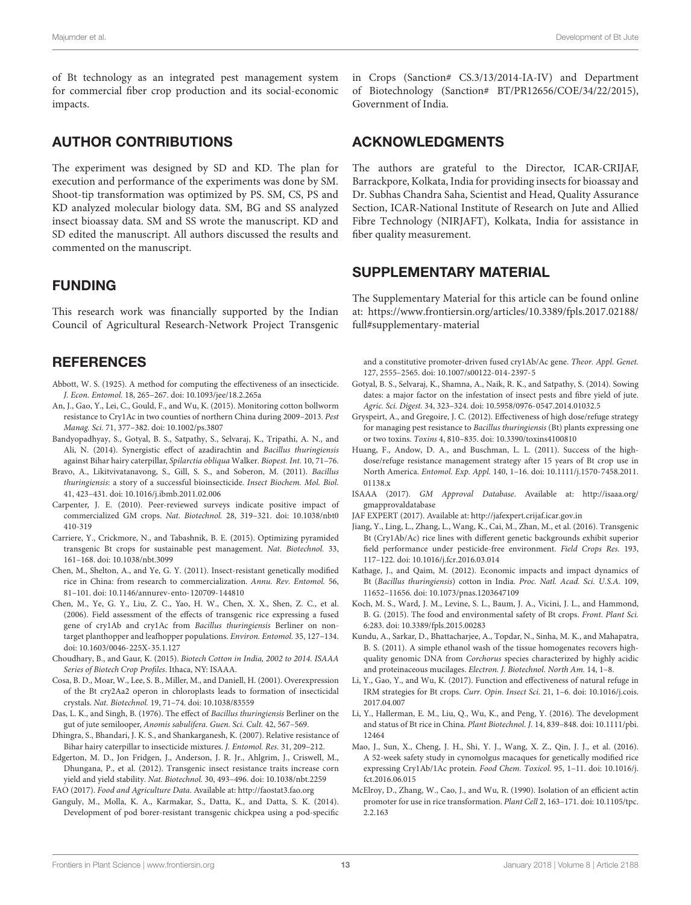of Bt technology as an integrated pest management system for commercial fiber crop production and its social-economic impacts.

## AUTHOR CONTRIBUTIONS

The experiment was designed by SD and KD. The plan for execution and performance of the experiments was done by SM. Shoot-tip transformation was optimized by PS. SM, CS, PS and KD analyzed molecular biology data. SM, BG and SS analyzed insect bioassay data. SM and SS wrote the manuscript. KD and SD edited the manuscript. All authors discussed the results and commented on the manuscript.

## FUNDING

This research work was financially supported by the Indian Council of Agricultural Research-Network Project Transgenic in Crops (Sanction# CS.3/13/2014-IA-IV) and Department of Biotechnology (Sanction# BT/PR12656/COE/34/22/2015), Government of India.

## ACKNOWLEDGMENTS

The authors are grateful to the Director, ICAR-CRIJAF, Barrackpore, Kolkata, India for providing insects for bioassay and Dr. Subhas Chandra Saha, Scientist and Head, Quality Assurance Section, ICAR-National Institute of Research on Jute and Allied Fibre Technology (NIRJAFT), Kolkata, India for assistance in fiber quality measurement.

## SUPPLEMENTARY MATERIAL

The Supplementary Material for this article can be found online at: https://www.frontiersin.org/articles/10.3389/fpls.2017.02188/full#supplementary-material

## REFERENCES

Abbott, W. S. (1925). A method for computing the effectiveness of an insecticide. *J. Econ. Entomol.* 18, 265–267. doi: 10.1093/jee/18.2.265a

An, J., Gao, Y., Lei, C., Gould, F., and Wu, K. (2015). Monitoring cotton bollworm resistance to Cry1Ac in two counties of northern China during 2009–2013. *Pest Manag. Sci.* 71, 377–382. doi: 10.1002/ps.3807

Bandyopadhyay, S., Gotyal, B. S., Satpathy, S., Selvaraj, K., Tripathi, A. N., and Ali, N. (2014). Synergistic effect of azadirachtin and *Bacillus thuringiensis* against Bihar hairy caterpillar, *Spilarctia obliqua* Walker. *Biopest. Int.* 10, 71–76.

Bravo, A., Likitvivatanavong, S., Gill, S. S., and Soberon, M. (2011). *Bacillus thuringiensis*: a story of a successful bioinsecticide. *Insect Biochem. Mol. Biol.* 41, 423–431. doi: 10.1016/j.ibmb.2011.02.006

Carpenter, J. E. (2010). Peer-reviewed surveys indicate positive impact of commercialized GM crops. *Nat. Biotechnol.* 28, 319–321. doi: 10.1038/nbt0410-319

Carriere, Y., Crickmore, N., and Tabashnik, B. E. (2015). Optimizing pyramided transgenic Bt crops for sustainable pest management. *Nat. Biotechnol.* 33, 161–168. doi: 10.1038/nbt.3099

Chen, M., Shelton, A., and Ye, G. Y. (2011). Insect-resistant genetically modified rice in China: from research to commercialization. *Annu. Rev. Entomol.* 56, 81–101. doi: 10.1146/annurev-ento-120709-144810

Chen, M., Ye, G. Y., Liu, Z. C., Yao, H. W., Chen, X. X., Shen, Z. C., et al. (2006). Field assessment of the effects of transgenic rice expressing a fused gene of cry1Ab and cry1Ac from *Bacillus thuringiensis* Berliner on non-target planthopper and leafhopper populations. *Environ. Entomol.* 35, 127–134. doi: 10.1603/0046-225X-35.1.127

Choudhary, B., and Gaur, K. (2015). *Biotech Cotton in India, 2002 to 2014. ISAAA Series of Biotech Crop Profiles*. Ithaca, NY: ISAAA.

Cosa, B. D., Moar, W., Lee, S. B., Miller, M., and Daniell, H. (2001). Overexpression of the Bt cry2Aa2 operon in chloroplasts leads to formation of insecticidal crystals. *Nat. Biotechnol.* 19, 71–74. doi: 10.1038/83559

Das, L. K., and Singh, B. (1976). The effect of *Bacillus thuringiensis* Berliner on the gut of jute semilooper, *Anomis sabulifera*. *Guen. Sci. Cult.* 42, 567–569.

Dhingra, S., Bhandari, J. K. S., and Shankarganesh, K. (2007). Relative resistance of Bihar hairy caterpillar to insecticide mixtures. *J. Entomol. Res.* 31, 209–212.

Edgerton, M. D., Jon Fridgen, J., Anderson, J. R. Jr., Ahlgrim, J., Criswell, M., Dhungana, P., et al. (2012). Transgenic insect resistance traits increase corn yield and yield stability. *Nat. Biotechnol.* 30, 493–496. doi: 10.1038/nbt.2259

FAO (2017). *Food and Agriculture Data*. Available at: http://faostat3.fao.org

Ganguly, M., Molla, K. A., Karmakar, S., Datta, K., and Datta, S. K. (2014). Development of pod borer-resistant transgenic chickpea using a pod-specific and a constitutive promoter-driven fused cry1Ab/Ac gene. *Theor. Appl. Genet.* 127, 2555–2565. doi: 10.1007/s00122-014-2397-5

Gotyal, B. S., Selvaraj, K., Shamna, A., Naik, R. K., and Satpathy, S. (2014). Sowing dates: a major factor on the infestation of insect pests and fibre yield of jute. *Agric. Sci. Digest.* 34, 323–324. doi: 10.5958/0976-0547.2014.01032.5

Gryspeirt, A., and Gregoire, J. C. (2012). Effectiveness of high dose/refuge strategy for managing pest resistance to *Bacillus thuringiensis* (Bt) plants expressing one or two toxins. *Toxins* 4, 810–835. doi: 10.3390/toxins4100810

Huang, F., Andow, D. A., and Buschman, L. L. (2011). Success of the high-dose/refuge resistance management strategy after 15 years of Bt crop use in North America. *Entomol. Exp. Appl.* 140, 1–16. doi: 10.1111/j.1570-7458.2011.01138.x

ISAAA (2017). *GM Approval Database*. Available at: http://isaaa.org/gmapprovaldatabase

JAF EXPERT (2017). Available at: http://jafexpert.crijaf.icar.gov.in

Jiang, Y., Ling, L., Zhang, L., Wang, K., Cai, M., Zhan, M., et al. (2016). Transgenic Bt (Cry1Ab/Ac) rice lines with different genetic backgrounds exhibit superior field performance under pesticide-free environment. *Field Crops Res.* 193, 117–122. doi: 10.1016/j.fcr.2016.03.014

Kathage, J., and Qaim, M. (2012). Economic impacts and impact dynamics of Bt (*Bacillus thuringiensis*) cotton in India. *Proc. Natl. Acad. Sci. U.S.A.* 109, 11652–11656. doi: 10.1073/pnas.1203647109

Koch, M. S., Ward, J. M., Levine, S. L., Baum, J. A., Vicini, J. L., and Hammond, B. G. (2015). The food and environmental safety of Bt crops. *Front. Plant Sci.* 6:283. doi: 10.3389/fpls.2015.00283

Kundu, A., Sarkar, D., Bhattacharjee, A., Topdar, N., Sinha, M. K., and Mahapatra, B. S. (2011). A simple ethanol wash of the tissue homogenates recovers high-quality genomic DNA from *Corchorus* species characterized by highly acidic and proteinaceous mucilages. *Electron. J. Biotechnol. North Am.* 14, 1–8.

Li, Y., Gao, Y., and Wu, K. (2017). Function and effectiveness of natural refuge in IRM strategies for Bt crops. *Curr. Opin. Insect Sci.* 21, 1–6. doi: 10.1016/j.cois.2017.04.007

Li, Y., Hallerman, E. M., Liu, Q., Wu, K., and Peng, Y. (2016). The development and status of Bt rice in China. *Plant Biotechnol. J.* 14, 839–848. doi: 10.1111/pbi.12464

Mao, J., Sun, X., Cheng, J. H., Shi, Y. J., Wang, X. Z., Qin, J. J., et al. (2016). A 52-week safety study in cynomolgus macaques for genetically modified rice expressing Cry1Ab/1Ac protein. *Food Chem. Toxicol.* 95, 1–11. doi: 10.1016/j.fct.2016.06.015

McElroy, D., Zhang, W., Cao, J., and Wu, R. (1990). Isolation of an efficient actin promoter for use in rice transformation. *Plant Cell* 2, 163–171. doi: 10.1105/tpc.2.2.163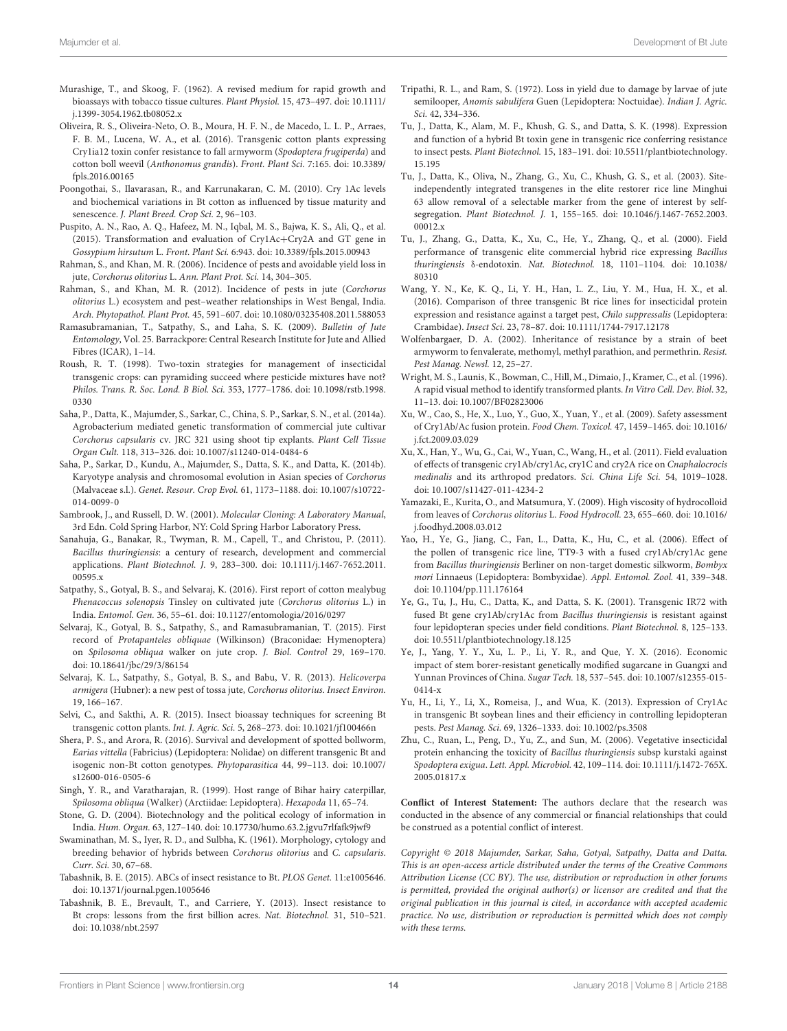Murashige, T., and Skoog, F. (1962). A revised medium for rapid growth and bioassays with tobacco tissue cultures. *Plant Physiol.* 15, 473–497. doi: 10.1111/j.1399-3054.1962.tb08052.x

Oliveira, R. S., Oliveira-Neto, O. B., Moura, H. F. N., de Macedo, L. L. P., Arraes, F. B. M., Lucena, W. A., et al. (2016). Transgenic cotton plants expressing Cry1ia12 toxin confer resistance to fall armyworm (*Spodoptera frugiperda*) and cotton boll weevil (*Anthonomus grandis*). *Front. Plant Sci.* 7:165. doi: 10.3389/fpls.2016.00165

Poongothai, S., Ilavarasan, R., and Karrunakaran, C. M. (2010). Cry 1Ac levels and biochemical variations in Bt cotton as influenced by tissue maturity and senescence. *J. Plant Breed. Crop Sci.* 2, 96–103.

Puspito, A. N., Rao, A. Q., Hafeez, M. N., Iqbal, M. S., Bajwa, K. S., Ali, Q., et al. (2015). Transformation and evaluation of Cry1Ac+Cry2A and GT gene in *Gossypium hirsutum* L. *Front. Plant Sci.* 6:943. doi: 10.3389/fpls.2015.00943

Rahman, S., and Khan, M. R. (2006). Incidence of pests and avoidable yield loss in jute, *Corchorus olitorius* L. *Ann. Plant Prot. Sci.* 14, 304–305.

Rahman, S., and Khan, M. R. (2012). Incidence of pests in jute (*Corchorus olitorius* L.) ecosystem and pest–weather relationships in West Bengal, India. *Arch. Phytopathol. Plant Prot.* 45, 591–607. doi: 10.1080/03235408.2011.588053

Ramasubramanian, T., Satpathy, S., and Laha, S. K. (2009). *Bulletin of Jute Entomology*, Vol. 25. Barrackpore: Central Research Institute for Jute and Allied Fibres (ICAR), 1–14.

Roush, R. T. (1998). Two-toxin strategies for management of insecticidal transgenic crops: can pyramiding succeed where pesticide mixtures have not? *Philos. Trans. R. Soc. Lond. B Biol. Sci.* 353, 1777–1786. doi: 10.1098/rstb.1998.0330

Saha, P., Datta, K., Majumder, S., Sarkar, C., China, S. P., Sarkar, S. N., et al. (2014a). Agrobacterium mediated genetic transformation of commercial jute cultivar *Corchorus capsularis* cv. JRC 321 using shoot tip explants. *Plant Cell Tissue Organ Cult.* 118, 313–326. doi: 10.1007/s11240-014-0484-6

Saha, P., Sarkar, D., Kundu, A., Majumder, S., Datta, S. K., and Datta, K. (2014b). Karyotype analysis and chromosomal evolution in Asian species of *Corchorus* (Malvaceae s.l.). *Genet. Resour. Crop Evol.* 61, 1173–1188. doi: 10.1007/s10722-014-0099-0

Sambrook, J., and Russell, D. W. (2001). *Molecular Cloning: A Laboratory Manual*, 3rd Edn. Cold Spring Harbor, NY: Cold Spring Harbor Laboratory Press.

Sanahuja, G., Banakar, R., Twyman, R. M., Capell, T., and Christou, P. (2011). *Bacillus thuringiensis*: a century of research, development and commercial applications. *Plant Biotechnol. J.* 9, 283–300. doi: 10.1111/j.1467-7652.2011.00595.x

Satpathy, S., Gotyal, B. S., and Selvaraj, K. (2016). First report of cotton mealybug *Phenacoccus solenopsis* Tinsley on cultivated jute (*Corchorus olitorius* L.) in India. *Entomol. Gen.* 36, 55–61. doi: 10.1127/entomologia/2016/0297

Selvaraj, K., Gotyal, B. S., Satpathy, S., and Ramasubramanian, T. (2015). First record of *Protapanteles obliquae* (Wilkinson) (Braconidae: Hymenoptera) on *Spilosoma obliqua* walker on jute crop. *J. Biol. Control* 29, 169–170. doi: 10.18641/jbc/29/3/86154

Selvaraj, K. L., Satpathy, S., Gotyal, B. S., and Babu, V. R. (2013). *Helicoverpa armigera* (Hubner): a new pest of tossa jute, *Corchorus olitorius*. *Insect Environ.* 19, 166–167.

Selvi, C., and Sakthi, A. R. (2015). Insect bioassay techniques for screening Bt transgenic cotton plants. *Int. J. Agric. Sci.* 5, 268–273. doi: 10.1021/jf100466n

Shera, P. S., and Arora, R. (2016). Survival and development of spotted bollworm, *Earias vittella* (Fabricius) (Lepidoptera: Nolidae) on different transgenic Bt and isogenic non-Bt cotton genotypes. *Phytoparasitica* 44, 99–113. doi: 10.1007/s12600-016-0505-6

Singh, Y. R., and Varatharajan, R. (1999). Host range of Bihar hairy caterpillar, *Spilosoma obliqua* (Walker) (Arctiidae: Lepidoptera). *Hexapoda* 11, 65–74.

Stone, G. D. (2004). Biotechnology and the political ecology of information in India. *Hum. Organ.* 63, 127–140. doi: 10.17730/humo.63.2.jgvu7rlfafk9jwf9

Swaminathan, M. S., Iyer, R. D., and Sulbha, K. (1961). Morphology, cytology and breeding behavior of hybrids between *Corchorus olitorius* and *C. capsularis*. *Curr. Sci.* 30, 67–68.

Tabashnik, B. E. (2015). ABCs of insect resistance to Bt. *PLOS Genet.* 11:e1005646. doi: 10.1371/journal.pgen.1005646

Tabashnik, B. E., Brevault, T., and Carriere, Y. (2013). Insect resistance to Bt crops: lessons from the first billion acres. *Nat. Biotechnol.* 31, 510–521. doi: 10.1038/nbt.2597

Tripathi, R. L., and Ram, S. (1972). Loss in yield due to damage by larvae of jute semilooper, *Anomis sabulifera* Guen (Lepidoptera: Noctuidae). *Indian J. Agric. Sci.* 42, 334–336.

Tu, J., Datta, K., Alam, M. F., Khush, G. S., and Datta, S. K. (1998). Expression and function of a hybrid Bt toxin gene in transgenic rice conferring resistance to insect pests. *Plant Biotechnol.* 15, 183–191. doi: 10.5511/plantbiotechnology.15.195

Tu, J., Datta, K., Oliva, N., Zhang, G., Xu, C., Khush, G. S., et al. (2003). Site-independently integrated transgenes in the elite restorer rice line Minghui 63 allow removal of a selectable marker from the gene of interest by self-segregation. *Plant Biotechnol. J.* 1, 155–165. doi: 10.1046/j.1467-7652.2003.00012.x

Tu, J., Zhang, G., Datta, K., Xu, C., He, Y., Zhang, Q., et al. (2000). Field performance of transgenic elite commercial hybrid rice expressing *Bacillus thuringiensis* δ-endotoxin. *Nat. Biotechnol.* 18, 1101–1104. doi: 10.1038/80310

Wang, Y. N., Ke, K. Q., Li, Y. H., Han, L. Z., Liu, Y. M., Hua, H. X., et al. (2016). Comparison of three transgenic Bt rice lines for insecticidal protein expression and resistance against a target pest, *Chilo suppressalis* (Lepidoptera: Crambidae). *Insect Sci.* 23, 78–87. doi: 10.1111/1744-7917.12178

Wolfenbargaer, D. A. (2002). Inheritance of resistance by a strain of beet armyworm to fenvalerate, methomyl, methyl parathion, and permethrin. *Resist. Pest Manag. Newsl.* 12, 25–27.

Wright, M. S., Launis, K., Bowman, C., Hill, M., Dimaio, J., Kramer, C., et al. (1996). A rapid visual method to identify transformed plants. *In Vitro Cell. Dev. Biol*. 32, 11–13. doi: 10.1007/BF02823006

Xu, W., Cao, S., He, X., Luo, Y., Guo, X., Yuan, Y., et al. (2009). Safety assessment of Cry1Ab/Ac fusion protein. *Food Chem. Toxicol.* 47, 1459–1465. doi: 10.1016/j.fct.2009.03.029

Xu, X., Han, Y., Wu, G., Cai, W., Yuan, C., Wang, H., et al. (2011). Field evaluation of effects of transgenic cry1Ab/cry1Ac, cry1C and cry2A rice on *Cnaphalocrocis medinalis* and its arthropod predators. *Sci. China Life Sci.* 54, 1019–1028. doi: 10.1007/s11427-011-4234-2

Yamazaki, E., Kurita, O., and Matsumura, Y. (2009). High viscosity of hydrocolloid from leaves of *Corchorus olitorius* L. *Food Hydrocoll.* 23, 655–660. doi: 10.1016/j.foodhyd.2008.03.012

Yao, H., Ye, G., Jiang, C., Fan, L., Datta, K., Hu, C., et al. (2006). Effect of the pollen of transgenic rice line, TT9-3 with a fused cry1Ab/cry1Ac gene from *Bacillus thuringiensis* Berliner on non-target domestic silkworm, *Bombyx mori* Linnaeus (Lepidoptera: Bombyxidae). *Appl. Entomol. Zool.* 41, 339–348. doi: 10.1104/pp.111.176164

Ye, G., Tu, J., Hu, C., Datta, K., and Datta, S. K. (2001). Transgenic IR72 with fused Bt gene cry1Ab/cry1Ac from *Bacillus thuringiensis* is resistant against four lepidopteran species under field conditions. *Plant Biotechnol.* 8, 125–133. doi: 10.5511/plantbiotechnology.18.125

Ye, J., Yang, Y. Y., Xu, L. P., Li, Y. R., and Que, Y. X. (2016). Economic impact of stem borer-resistant genetically modified sugarcane in Guangxi and Yunnan Provinces of China. *Sugar Tech.* 18, 537–545. doi: 10.1007/s12355-015-0414-x

Yu, H., Li, Y., Li, X., Romeisa, J., and Wua, K. (2013). Expression of Cry1Ac in transgenic Bt soybean lines and their efficiency in controlling lepidopteran pests. *Pest Manag. Sci.* 69, 1326–1333. doi: 10.1002/ps.3508

Zhu, C., Ruan, L., Peng, D., Yu, Z., and Sun, M. (2006). Vegetative insecticidal protein enhancing the toxicity of *Bacillus thuringiensis* subsp kurstaki against *Spodoptera exigua*. *Lett. Appl. Microbiol.* 42, 109–114. doi: 10.1111/j.1472-765X.2005.01817.x

**Conflict of Interest Statement:** The authors declare that the research was conducted in the absence of any commercial or financial relationships that could be construed as a potential conflict of interest.

*Copyright © 2018 Majumder, Sarkar, Saha, Gotyal, Satpathy, Datta and Datta. This is an open-access article distributed under the terms of the Creative Commons Attribution License (CC BY). The use, distribution or reproduction in other forums is permitted, provided the original author(s) or licensor are credited and that the original publication in this journal is cited, in accordance with accepted academic practice. No use, distribution or reproduction is permitted which does not comply with these terms.*